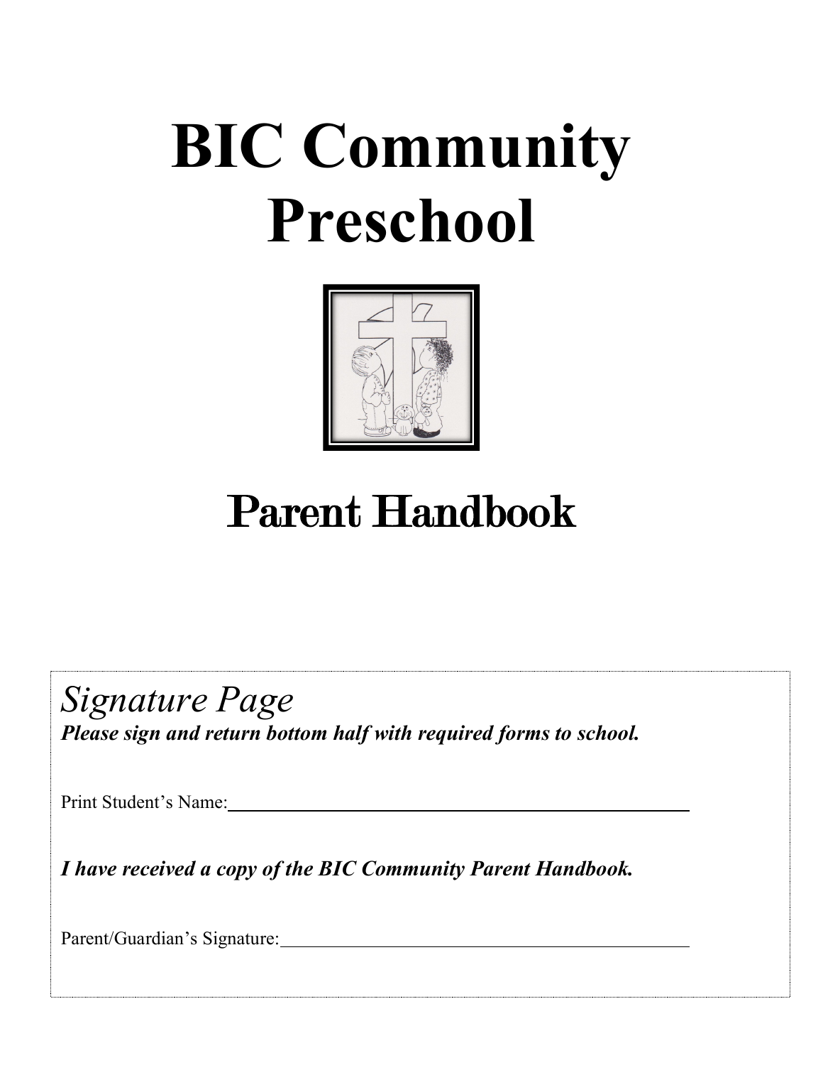# BIC Community Preschool

# Parent Handbook

*Signature Page*

***Please sign and return bottom half with required forms to school.***

Print Student's Name: ____________________________________________

***I have received a copy of the BIC Community Parent Handbook.***

Parent/Guardian's Signature: ______________________________________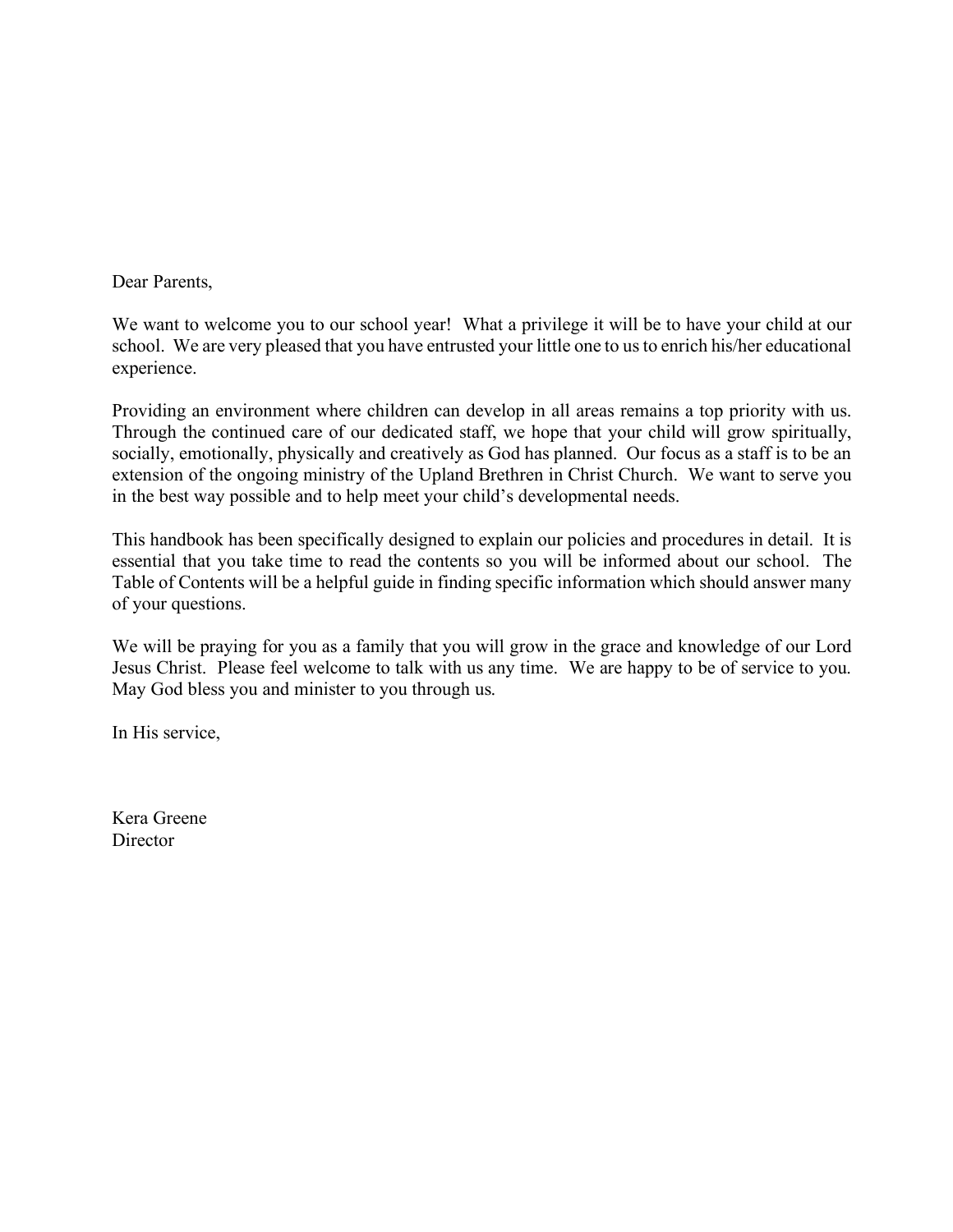Dear Parents,

We want to welcome you to our school year! What a privilege it will be to have your child at our school. We are very pleased that you have entrusted your little one to us to enrich his/her educational experience.

Providing an environment where children can develop in all areas remains a top priority with us. Through the continued care of our dedicated staff, we hope that your child will grow spiritually, socially, emotionally, physically and creatively as God has planned. Our focus as a staff is to be an extension of the ongoing ministry of the Upland Brethren in Christ Church. We want to serve you in the best way possible and to help meet your child's developmental needs.

This handbook has been specifically designed to explain our policies and procedures in detail. It is essential that you take time to read the contents so you will be informed about our school. The Table of Contents will be a helpful guide in finding specific information which should answer many of your questions.

We will be praying for you as a family that you will grow in the grace and knowledge of our Lord Jesus Christ. Please feel welcome to talk with us any time. We are happy to be of service to you. May God bless you and minister to you through us.

In His service,

Kera Greene
Director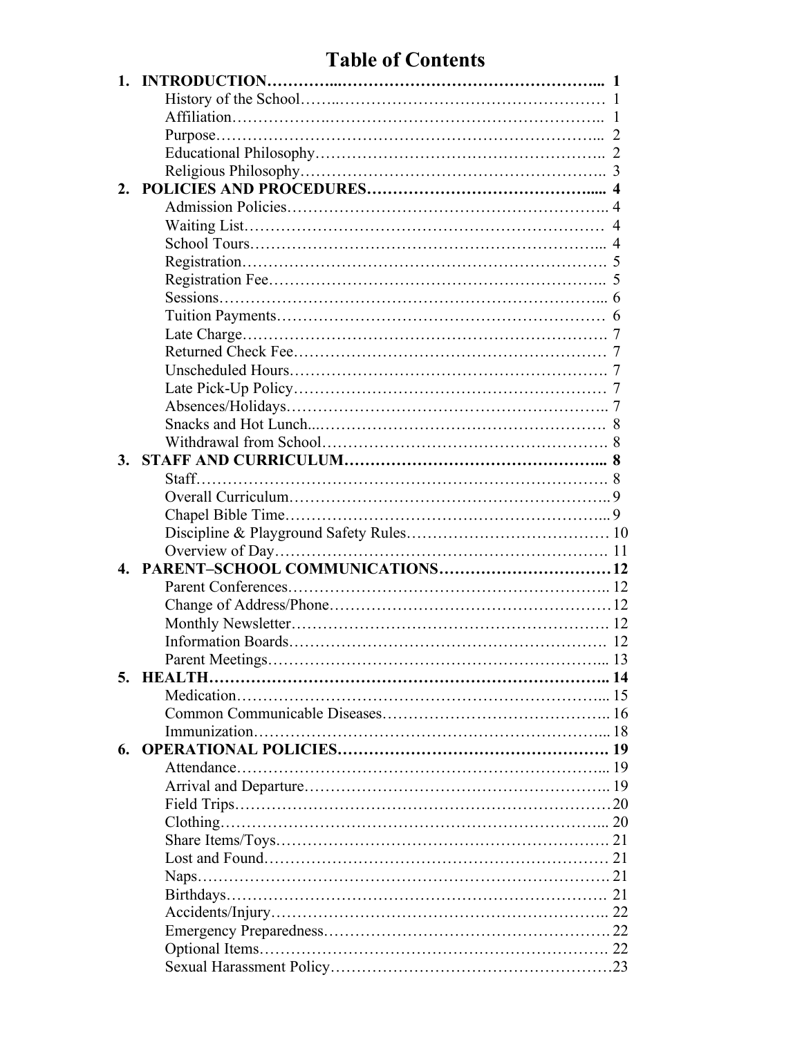# Table of Contents

| | | |
|---|---|---|
| **1.** | **INTRODUCTION** | **1** |
| | History of the School | 1 |
| | Affiliation | 1 |
| | Purpose | 2 |
| | Educational Philosophy | 2 |
| | Religious Philosophy | 3 |
| **2.** | **POLICIES AND PROCEDURES** | **4** |
| | Admission Policies | 4 |
| | Waiting List | 4 |
| | School Tours | 4 |
| | Registration | 5 |
| | Registration Fee | 5 |
| | Sessions | 6 |
| | Tuition Payments | 6 |
| | Late Charge | 7 |
| | Returned Check Fee | 7 |
| | Unscheduled Hours | 7 |
| | Late Pick-Up Policy | 7 |
| | Absences/Holidays | 7 |
| | Snacks and Hot Lunch | 8 |
| | Withdrawal from School | 8 |
| **3.** | **STAFF AND CURRICULUM** | **8** |
| | Staff | 8 |
| | Overall Curriculum | 9 |
| | Chapel Bible Time | 9 |
| | Discipline & Playground Safety Rules | 10 |
| | Overview of Day | 11 |
| **4.** | **PARENT–SCHOOL COMMUNICATIONS** | **12** |
| | Parent Conferences | 12 |
| | Change of Address/Phone | 12 |
| | Monthly Newsletter | 12 |
| | Information Boards | 12 |
| | Parent Meetings | 13 |
| **5.** | **HEALTH** | **14** |
| | Medication | 15 |
| | Common Communicable Diseases | 16 |
| | Immunization | 18 |
| **6.** | **OPERATIONAL POLICIES** | **19** |
| | Attendance | 19 |
| | Arrival and Departure | 19 |
| | Field Trips | 20 |
| | Clothing | 20 |
| | Share Items/Toys | 21 |
| | Lost and Found | 21 |
| | Naps | 21 |
| | Birthdays | 21 |
| | Accidents/Injury | 22 |
| | Emergency Preparedness | 22 |
| | Optional Items | 22 |
| | Sexual Harassment Policy | 23 |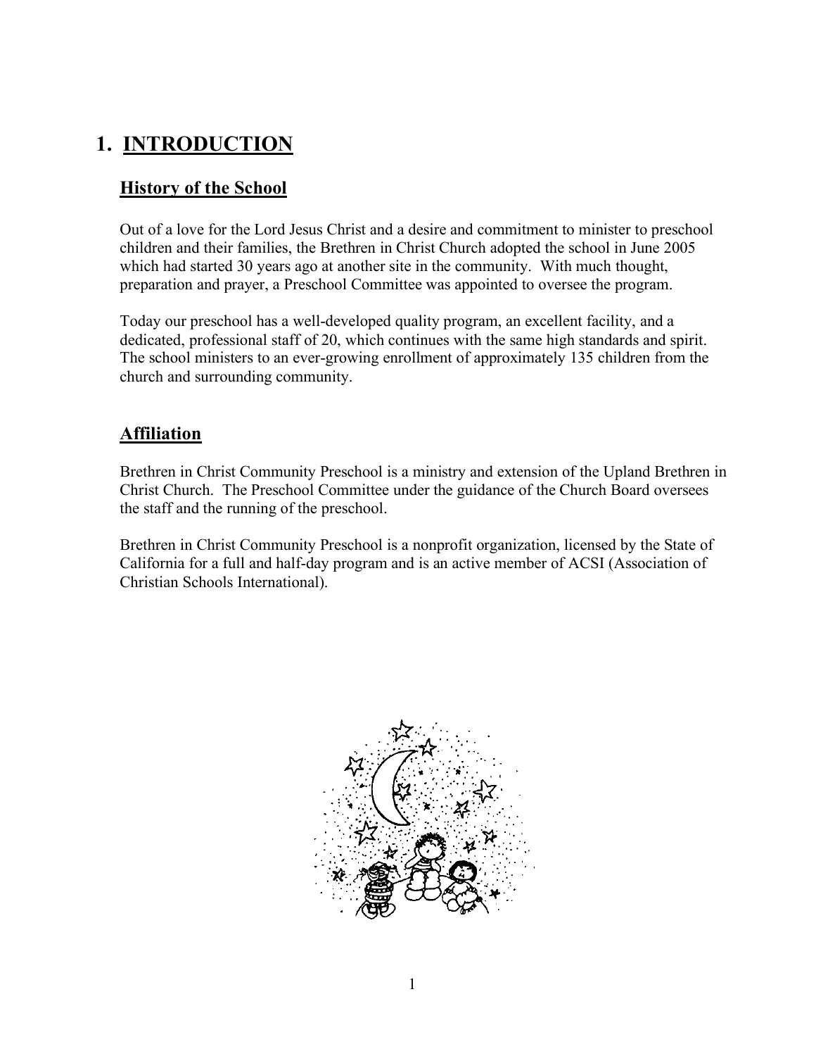# 1. INTRODUCTION

## History of the School

Out of a love for the Lord Jesus Christ and a desire and commitment to minister to preschool children and their families, the Brethren in Christ Church adopted the school in June 2005 which had started 30 years ago at another site in the community. With much thought, preparation and prayer, a Preschool Committee was appointed to oversee the program.

Today our preschool has a well-developed quality program, an excellent facility, and a dedicated, professional staff of 20, which continues with the same high standards and spirit. The school ministers to an ever-growing enrollment of approximately 135 children from the church and surrounding community.

## Affiliation

Brethren in Christ Community Preschool is a ministry and extension of the Upland Brethren in Christ Church. The Preschool Committee under the guidance of the Church Board oversees the staff and the running of the preschool.

Brethren in Christ Community Preschool is a nonprofit organization, licensed by the State of California for a full and half-day program and is an active member of ACSI (Association of Christian Schools International).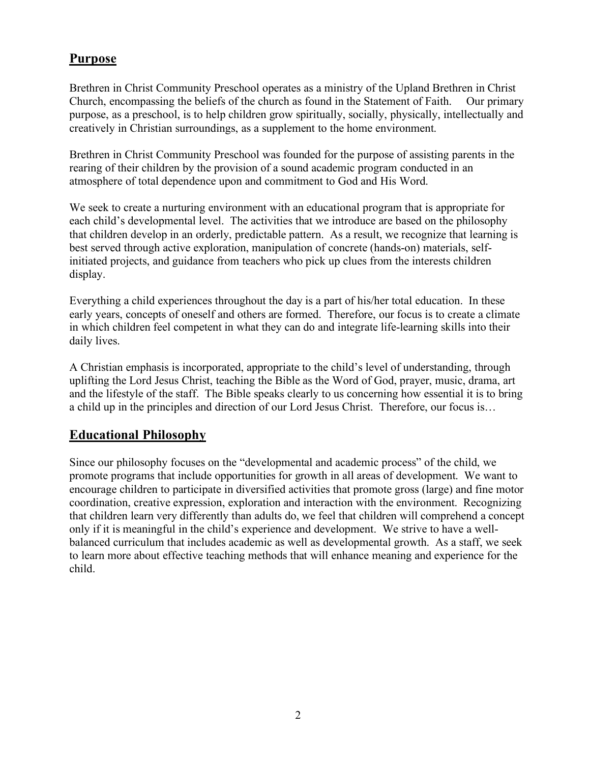## Purpose

Brethren in Christ Community Preschool operates as a ministry of the Upland Brethren in Christ Church, encompassing the beliefs of the church as found in the Statement of Faith. Our primary purpose, as a preschool, is to help children grow spiritually, socially, physically, intellectually and creatively in Christian surroundings, as a supplement to the home environment.

Brethren in Christ Community Preschool was founded for the purpose of assisting parents in the rearing of their children by the provision of a sound academic program conducted in an atmosphere of total dependence upon and commitment to God and His Word.

We seek to create a nurturing environment with an educational program that is appropriate for each child's developmental level. The activities that we introduce are based on the philosophy that children develop in an orderly, predictable pattern. As a result, we recognize that learning is best served through active exploration, manipulation of concrete (hands-on) materials, self-initiated projects, and guidance from teachers who pick up clues from the interests children display.

Everything a child experiences throughout the day is a part of his/her total education. In these early years, concepts of oneself and others are formed. Therefore, our focus is to create a climate in which children feel competent in what they can do and integrate life-learning skills into their daily lives.

A Christian emphasis is incorporated, appropriate to the child's level of understanding, through uplifting the Lord Jesus Christ, teaching the Bible as the Word of God, prayer, music, drama, art and the lifestyle of the staff. The Bible speaks clearly to us concerning how essential it is to bring a child up in the principles and direction of our Lord Jesus Christ. Therefore, our focus is…

## Educational Philosophy

Since our philosophy focuses on the "developmental and academic process" of the child, we promote programs that include opportunities for growth in all areas of development. We want to encourage children to participate in diversified activities that promote gross (large) and fine motor coordination, creative expression, exploration and interaction with the environment. Recognizing that children learn very differently than adults do, we feel that children will comprehend a concept only if it is meaningful in the child's experience and development. We strive to have a well-balanced curriculum that includes academic as well as developmental growth. As a staff, we seek to learn more about effective teaching methods that will enhance meaning and experience for the child.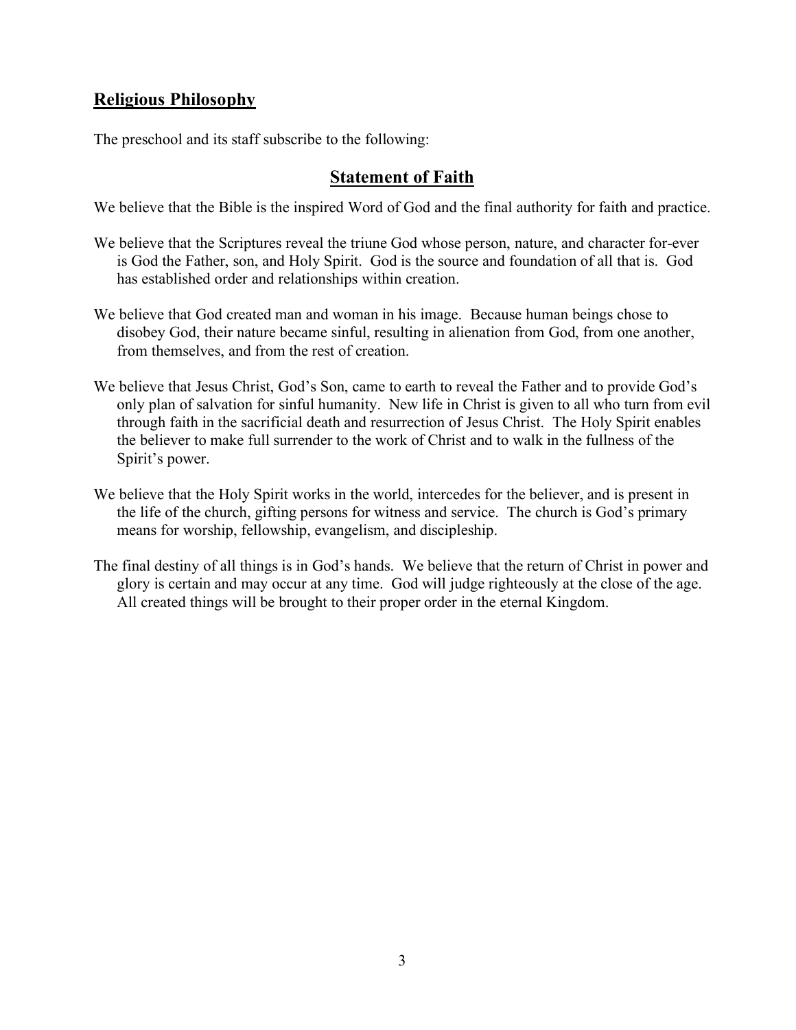## Religious Philosophy

The preschool and its staff subscribe to the following:

### Statement of Faith

We believe that the Bible is the inspired Word of God and the final authority for faith and practice.

We believe that the Scriptures reveal the triune God whose person, nature, and character for-ever is God the Father, son, and Holy Spirit. God is the source and foundation of all that is. God has established order and relationships within creation.

We believe that God created man and woman in his image. Because human beings chose to disobey God, their nature became sinful, resulting in alienation from God, from one another, from themselves, and from the rest of creation.

We believe that Jesus Christ, God's Son, came to earth to reveal the Father and to provide God's only plan of salvation for sinful humanity. New life in Christ is given to all who turn from evil through faith in the sacrificial death and resurrection of Jesus Christ. The Holy Spirit enables the believer to make full surrender to the work of Christ and to walk in the fullness of the Spirit's power.

We believe that the Holy Spirit works in the world, intercedes for the believer, and is present in the life of the church, gifting persons for witness and service. The church is God's primary means for worship, fellowship, evangelism, and discipleship.

The final destiny of all things is in God's hands. We believe that the return of Christ in power and glory is certain and may occur at any time. God will judge righteously at the close of the age. All created things will be brought to their proper order in the eternal Kingdom.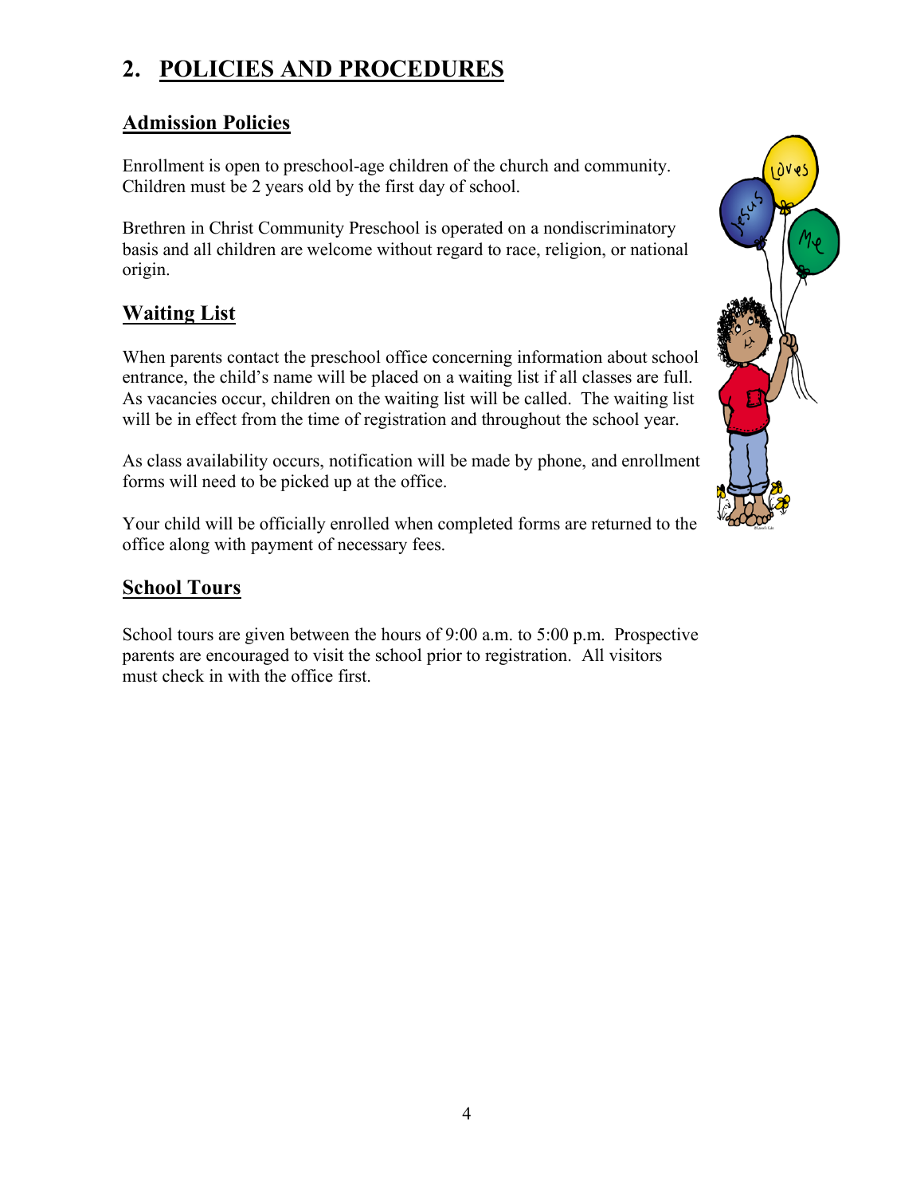# 2. POLICIES AND PROCEDURES

## Admission Policies

Enrollment is open to preschool-age children of the church and community. Children must be 2 years old by the first day of school.

Brethren in Christ Community Preschool is operated on a nondiscriminatory basis and all children are welcome without regard to race, religion, or national origin.

## Waiting List

When parents contact the preschool office concerning information about school entrance, the child's name will be placed on a waiting list if all classes are full. As vacancies occur, children on the waiting list will be called. The waiting list will be in effect from the time of registration and throughout the school year.

As class availability occurs, notification will be made by phone, and enrollment forms will need to be picked up at the office.

Your child will be officially enrolled when completed forms are returned to the office along with payment of necessary fees.

## School Tours

School tours are given between the hours of 9:00 a.m. to 5:00 p.m. Prospective parents are encouraged to visit the school prior to registration. All visitors must check in with the office first.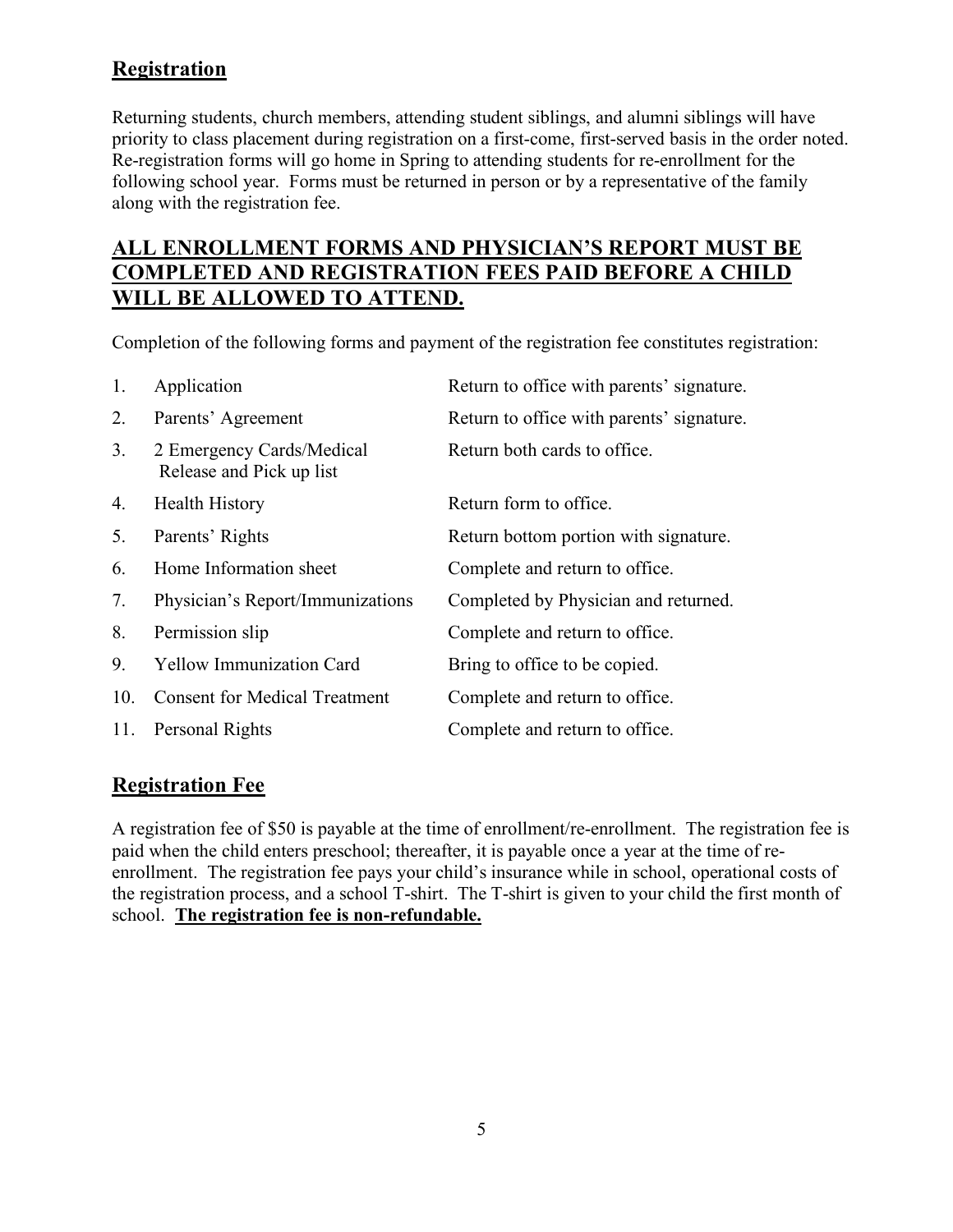## Registration

Returning students, church members, attending student siblings, and alumni siblings will have priority to class placement during registration on a first-come, first-served basis in the order noted. Re-registration forms will go home in Spring to attending students for re-enrollment for the following school year. Forms must be returned in person or by a representative of the family along with the registration fee.

## ALL ENROLLMENT FORMS AND PHYSICIAN'S REPORT MUST BE COMPLETED AND REGISTRATION FEES PAID BEFORE A CHILD WILL BE ALLOWED TO ATTEND.

Completion of the following forms and payment of the registration fee constitutes registration:

| | Form | Instructions |
|---|---|---|
| 1. | Application | Return to office with parents' signature. |
| 2. | Parents' Agreement | Return to office with parents' signature. |
| 3. | 2 Emergency Cards/Medical Release and Pick up list | Return both cards to office. |
| 4. | Health History | Return form to office. |
| 5. | Parents' Rights | Return bottom portion with signature. |
| 6. | Home Information sheet | Complete and return to office. |
| 7. | Physician's Report/Immunizations | Completed by Physician and returned. |
| 8. | Permission slip | Complete and return to office. |
| 9. | Yellow Immunization Card | Bring to office to be copied. |
| 10. | Consent for Medical Treatment | Complete and return to office. |
| 11. | Personal Rights | Complete and return to office. |

## Registration Fee

A registration fee of $50 is payable at the time of enrollment/re-enrollment. The registration fee is paid when the child enters preschool; thereafter, it is payable once a year at the time of re-enrollment. The registration fee pays your child's insurance while in school, operational costs of the registration process, and a school T-shirt. The T-shirt is given to your child the first month of school. **The registration fee is non-refundable.**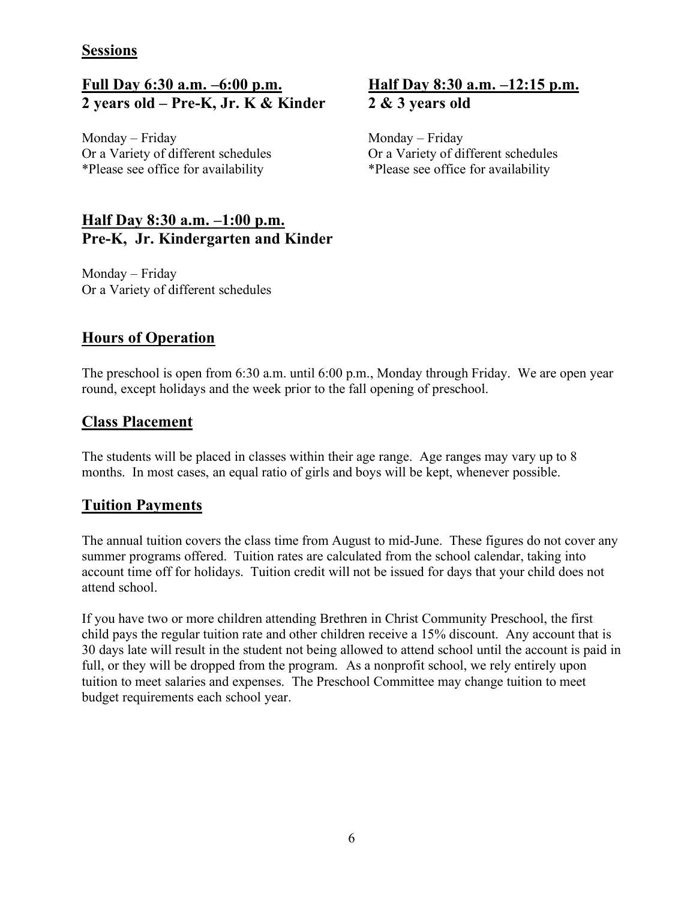## Sessions

### Full Day 6:30 a.m. –6:00 p.m.
### 2 years old – Pre-K, Jr. K & Kinder

Monday – Friday
Or a Variety of different schedules
*Please see office for availability

### Half Day 8:30 a.m. –12:15 p.m.
### 2 & 3 years old

Monday – Friday
Or a Variety of different schedules
*Please see office for availability

### Half Day 8:30 a.m. –1:00 p.m.
### Pre-K, Jr. Kindergarten and Kinder

Monday – Friday
Or a Variety of different schedules

## Hours of Operation

The preschool is open from 6:30 a.m. until 6:00 p.m., Monday through Friday. We are open year round, except holidays and the week prior to the fall opening of preschool.

## Class Placement

The students will be placed in classes within their age range. Age ranges may vary up to 8 months. In most cases, an equal ratio of girls and boys will be kept, whenever possible.

## Tuition Payments

The annual tuition covers the class time from August to mid-June. These figures do not cover any summer programs offered. Tuition rates are calculated from the school calendar, taking into account time off for holidays. Tuition credit will not be issued for days that your child does not attend school.

If you have two or more children attending Brethren in Christ Community Preschool, the first child pays the regular tuition rate and other children receive a 15% discount. Any account that is 30 days late will result in the student not being allowed to attend school until the account is paid in full, or they will be dropped from the program. As a nonprofit school, we rely entirely upon tuition to meet salaries and expenses. The Preschool Committee may change tuition to meet budget requirements each school year.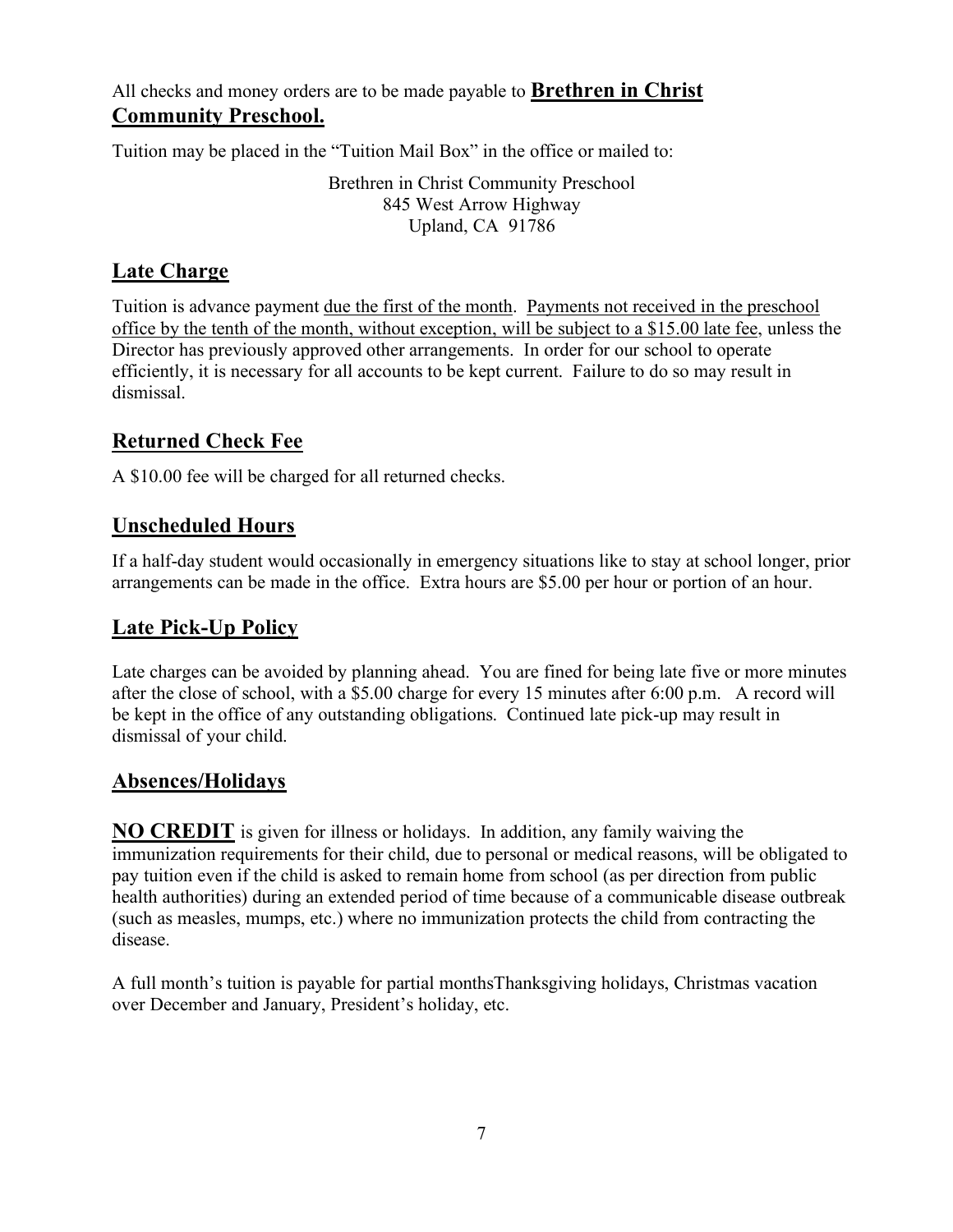All checks and money orders are to be made payable to **Brethren in Christ Community Preschool.**

Tuition may be placed in the "Tuition Mail Box" in the office or mailed to:

Brethren in Christ Community Preschool
845 West Arrow Highway
Upland, CA 91786

## Late Charge

Tuition is advance payment due the first of the month. Payments not received in the preschool office by the tenth of the month, without exception, will be subject to a $15.00 late fee, unless the Director has previously approved other arrangements. In order for our school to operate efficiently, it is necessary for all accounts to be kept current. Failure to do so may result in dismissal.

## Returned Check Fee

A $10.00 fee will be charged for all returned checks.

## Unscheduled Hours

If a half-day student would occasionally in emergency situations like to stay at school longer, prior arrangements can be made in the office. Extra hours are $5.00 per hour or portion of an hour.

## Late Pick-Up Policy

Late charges can be avoided by planning ahead. You are fined for being late five or more minutes after the close of school, with a $5.00 charge for every 15 minutes after 6:00 p.m. A record will be kept in the office of any outstanding obligations. Continued late pick-up may result in dismissal of your child.

## Absences/Holidays

**NO CREDIT** is given for illness or holidays. In addition, any family waiving the immunization requirements for their child, due to personal or medical reasons, will be obligated to pay tuition even if the child is asked to remain home from school (as per direction from public health authorities) during an extended period of time because of a communicable disease outbreak (such as measles, mumps, etc.) where no immunization protects the child from contracting the disease.

A full month's tuition is payable for partial monthsThanksgiving holidays, Christmas vacation over December and January, President's holiday, etc.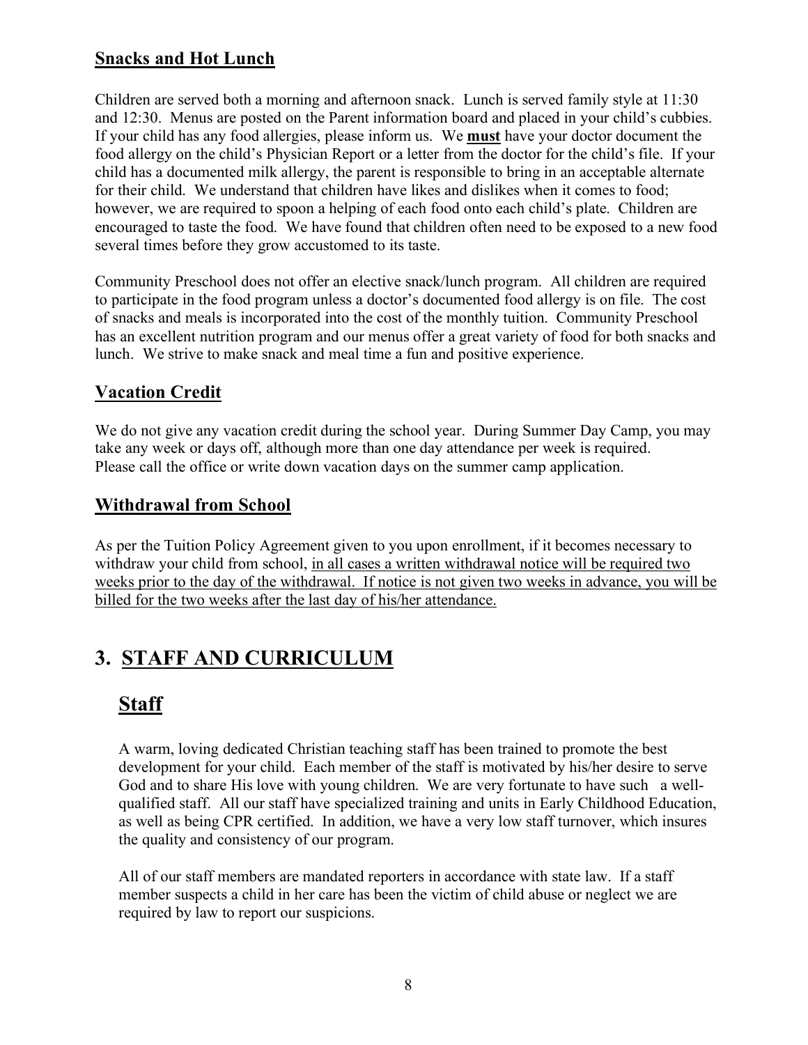### Snacks and Hot Lunch

Children are served both a morning and afternoon snack. Lunch is served family style at 11:30 and 12:30. Menus are posted on the Parent information board and placed in your child's cubbies. If your child has any food allergies, please inform us. We **must** have your doctor document the food allergy on the child's Physician Report or a letter from the doctor for the child's file. If your child has a documented milk allergy, the parent is responsible to bring in an acceptable alternate for their child. We understand that children have likes and dislikes when it comes to food; however, we are required to spoon a helping of each food onto each child's plate. Children are encouraged to taste the food. We have found that children often need to be exposed to a new food several times before they grow accustomed to its taste.

Community Preschool does not offer an elective snack/lunch program. All children are required to participate in the food program unless a doctor's documented food allergy is on file. The cost of snacks and meals is incorporated into the cost of the monthly tuition. Community Preschool has an excellent nutrition program and our menus offer a great variety of food for both snacks and lunch. We strive to make snack and meal time a fun and positive experience.

### Vacation Credit

We do not give any vacation credit during the school year. During Summer Day Camp, you may take any week or days off, although more than one day attendance per week is required. Please call the office or write down vacation days on the summer camp application.

### Withdrawal from School

As per the Tuition Policy Agreement given to you upon enrollment, if it becomes necessary to withdraw your child from school, in all cases a written withdrawal notice will be required two weeks prior to the day of the withdrawal. If notice is not given two weeks in advance, you will be billed for the two weeks after the last day of his/her attendance.

# 3. STAFF AND CURRICULUM

## Staff

A warm, loving dedicated Christian teaching staff has been trained to promote the best development for your child. Each member of the staff is motivated by his/her desire to serve God and to share His love with young children. We are very fortunate to have such a well-qualified staff. All our staff have specialized training and units in Early Childhood Education, as well as being CPR certified. In addition, we have a very low staff turnover, which insures the quality and consistency of our program.

All of our staff members are mandated reporters in accordance with state law. If a staff member suspects a child in her care has been the victim of child abuse or neglect we are required by law to report our suspicions.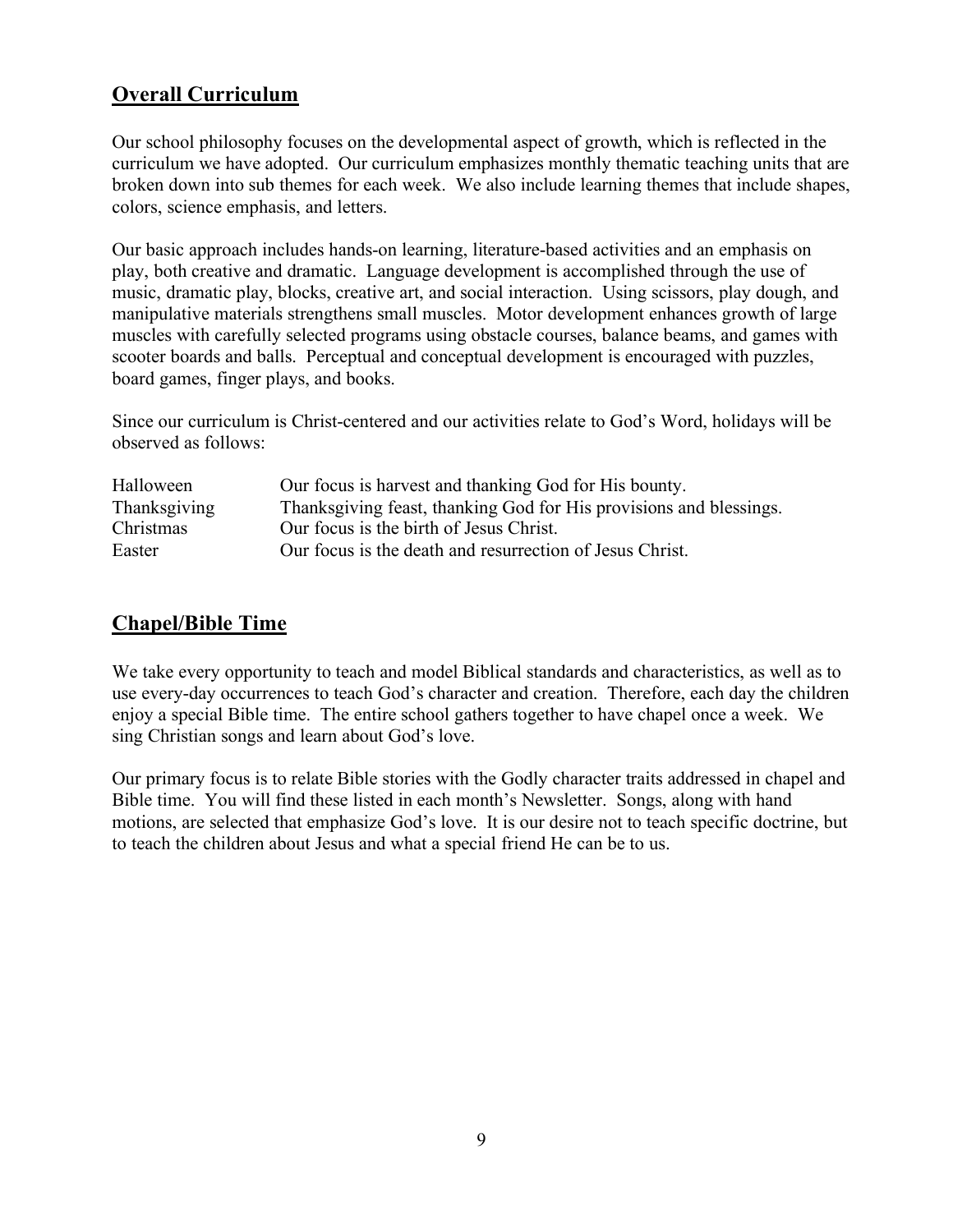## Overall Curriculum

Our school philosophy focuses on the developmental aspect of growth, which is reflected in the curriculum we have adopted. Our curriculum emphasizes monthly thematic teaching units that are broken down into sub themes for each week. We also include learning themes that include shapes, colors, science emphasis, and letters.

Our basic approach includes hands-on learning, literature-based activities and an emphasis on play, both creative and dramatic. Language development is accomplished through the use of music, dramatic play, blocks, creative art, and social interaction. Using scissors, play dough, and manipulative materials strengthens small muscles. Motor development enhances growth of large muscles with carefully selected programs using obstacle courses, balance beams, and games with scooter boards and balls. Perceptual and conceptual development is encouraged with puzzles, board games, finger plays, and books.

Since our curriculum is Christ-centered and our activities relate to God's Word, holidays will be observed as follows:

| | |
|---|---|
| Halloween | Our focus is harvest and thanking God for His bounty. |
| Thanksgiving | Thanksgiving feast, thanking God for His provisions and blessings. |
| Christmas | Our focus is the birth of Jesus Christ. |
| Easter | Our focus is the death and resurrection of Jesus Christ. |

## Chapel/Bible Time

We take every opportunity to teach and model Biblical standards and characteristics, as well as to use every-day occurrences to teach God's character and creation. Therefore, each day the children enjoy a special Bible time. The entire school gathers together to have chapel once a week. We sing Christian songs and learn about God's love.

Our primary focus is to relate Bible stories with the Godly character traits addressed in chapel and Bible time. You will find these listed in each month's Newsletter. Songs, along with hand motions, are selected that emphasize God's love. It is our desire not to teach specific doctrine, but to teach the children about Jesus and what a special friend He can be to us.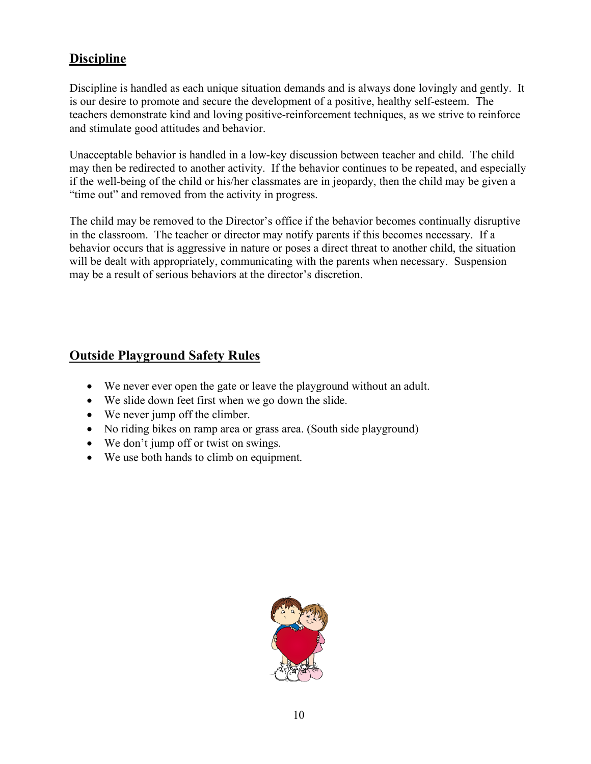## Discipline

Discipline is handled as each unique situation demands and is always done lovingly and gently. It is our desire to promote and secure the development of a positive, healthy self-esteem. The teachers demonstrate kind and loving positive-reinforcement techniques, as we strive to reinforce and stimulate good attitudes and behavior.

Unacceptable behavior is handled in a low-key discussion between teacher and child. The child may then be redirected to another activity. If the behavior continues to be repeated, and especially if the well-being of the child or his/her classmates are in jeopardy, then the child may be given a "time out" and removed from the activity in progress.

The child may be removed to the Director's office if the behavior becomes continually disruptive in the classroom. The teacher or director may notify parents if this becomes necessary. If a behavior occurs that is aggressive in nature or poses a direct threat to another child, the situation will be dealt with appropriately, communicating with the parents when necessary. Suspension may be a result of serious behaviors at the director's discretion.

## Outside Playground Safety Rules

- We never ever open the gate or leave the playground without an adult.
- We slide down feet first when we go down the slide.
- We never jump off the climber.
- No riding bikes on ramp area or grass area. (South side playground)
- We don't jump off or twist on swings.
- We use both hands to climb on equipment.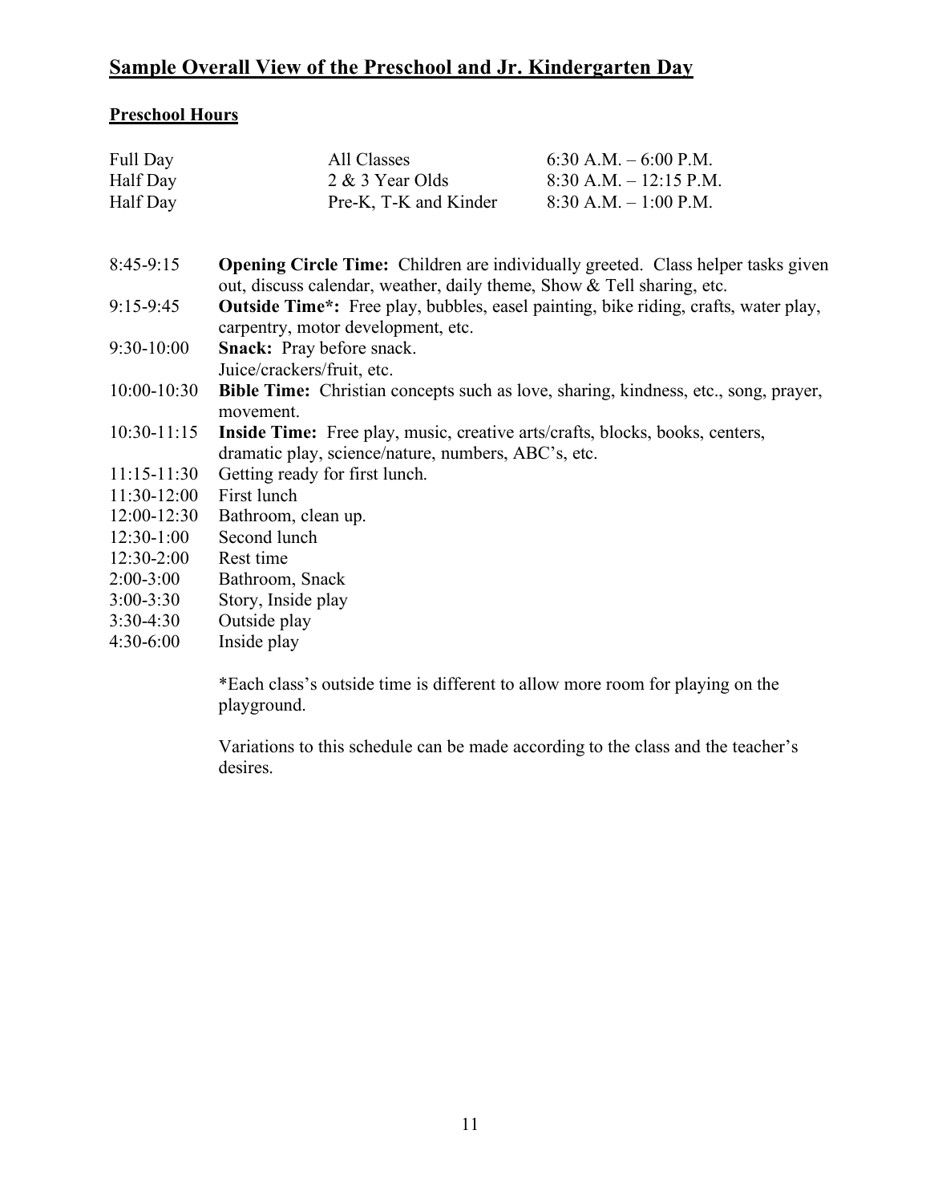# Sample Overall View of the Preschool and Jr. Kindergarten Day

## Preschool Hours

| | | |
|---|---|---|
| Full Day | All Classes | 6:30 A.M. – 6:00 P.M. |
| Half Day | 2 & 3 Year Olds | 8:30 A.M. – 12:15 P.M. |
| Half Day | Pre-K, T-K and Kinder | 8:30 A.M. – 1:00 P.M. |

| | |
|---|---|
| 8:45-9:15 | **Opening Circle Time:** Children are individually greeted. Class helper tasks given out, discuss calendar, weather, daily theme, Show & Tell sharing, etc. |
| 9:15-9:45 | **Outside Time*:** Free play, bubbles, easel painting, bike riding, crafts, water play, carpentry, motor development, etc. |
| 9:30-10:00 | **Snack:** Pray before snack. Juice/crackers/fruit, etc. |
| 10:00-10:30 | **Bible Time:** Christian concepts such as love, sharing, kindness, etc., song, prayer, movement. |
| 10:30-11:15 | **Inside Time:** Free play, music, creative arts/crafts, blocks, books, centers, dramatic play, science/nature, numbers, ABC's, etc. |
| 11:15-11:30 | Getting ready for first lunch. |
| 11:30-12:00 | First lunch |
| 12:00-12:30 | Bathroom, clean up. |
| 12:30-1:00 | Second lunch |
| 12:30-2:00 | Rest time |
| 2:00-3:00 | Bathroom, Snack |
| 3:00-3:30 | Story, Inside play |
| 3:30-4:30 | Outside play |
| 4:30-6:00 | Inside play |

*Each class's outside time is different to allow more room for playing on the playground.

Variations to this schedule can be made according to the class and the teacher's desires.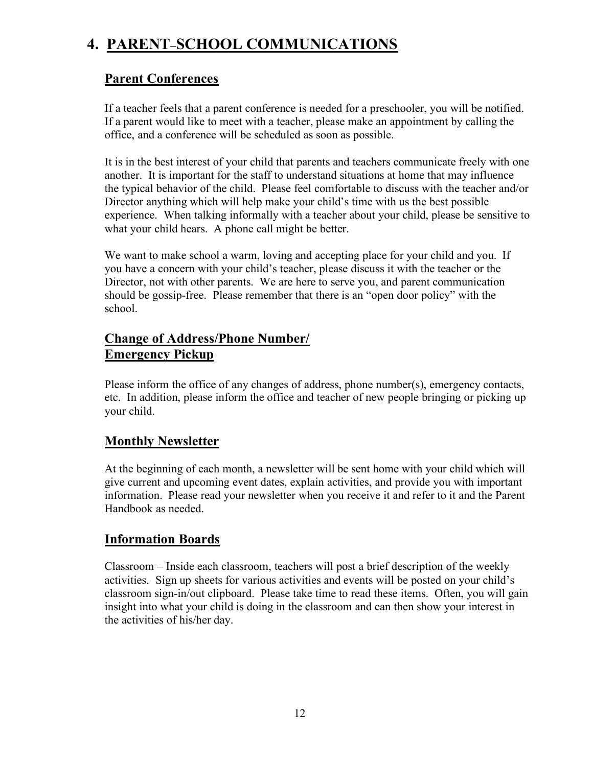# 4. PARENT–SCHOOL COMMUNICATIONS

## Parent Conferences

If a teacher feels that a parent conference is needed for a preschooler, you will be notified. If a parent would like to meet with a teacher, please make an appointment by calling the office, and a conference will be scheduled as soon as possible.

It is in the best interest of your child that parents and teachers communicate freely with one another. It is important for the staff to understand situations at home that may influence the typical behavior of the child. Please feel comfortable to discuss with the teacher and/or Director anything which will help make your child's time with us the best possible experience. When talking informally with a teacher about your child, please be sensitive to what your child hears. A phone call might be better.

We want to make school a warm, loving and accepting place for your child and you. If you have a concern with your child's teacher, please discuss it with the teacher or the Director, not with other parents. We are here to serve you, and parent communication should be gossip-free. Please remember that there is an "open door policy" with the school.

## Change of Address/Phone Number/ Emergency Pickup

Please inform the office of any changes of address, phone number(s), emergency contacts, etc. In addition, please inform the office and teacher of new people bringing or picking up your child.

## Monthly Newsletter

At the beginning of each month, a newsletter will be sent home with your child which will give current and upcoming event dates, explain activities, and provide you with important information. Please read your newsletter when you receive it and refer to it and the Parent Handbook as needed.

## Information Boards

Classroom – Inside each classroom, teachers will post a brief description of the weekly activities. Sign up sheets for various activities and events will be posted on your child's classroom sign-in/out clipboard. Please take time to read these items. Often, you will gain insight into what your child is doing in the classroom and can then show your interest in the activities of his/her day.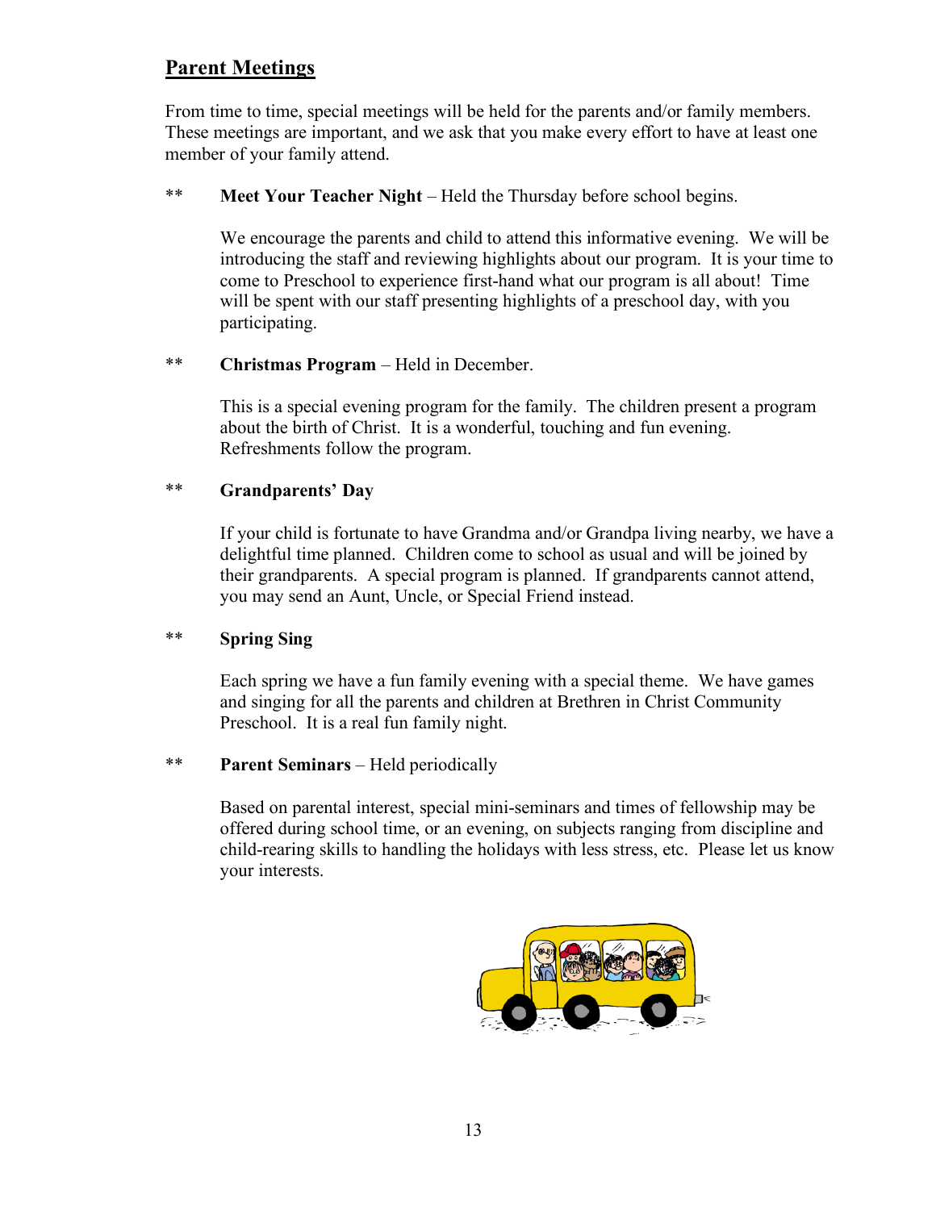## Parent Meetings

From time to time, special meetings will be held for the parents and/or family members. These meetings are important, and we ask that you make every effort to have at least one member of your family attend.

** **Meet Your Teacher Night** – Held the Thursday before school begins.

We encourage the parents and child to attend this informative evening. We will be introducing the staff and reviewing highlights about our program. It is your time to come to Preschool to experience first-hand what our program is all about! Time will be spent with our staff presenting highlights of a preschool day, with you participating.

** **Christmas Program** – Held in December.

This is a special evening program for the family. The children present a program about the birth of Christ. It is a wonderful, touching and fun evening. Refreshments follow the program.

** **Grandparents' Day**

If your child is fortunate to have Grandma and/or Grandpa living nearby, we have a delightful time planned. Children come to school as usual and will be joined by their grandparents. A special program is planned. If grandparents cannot attend, you may send an Aunt, Uncle, or Special Friend instead.

** **Spring Sing**

Each spring we have a fun family evening with a special theme. We have games and singing for all the parents and children at Brethren in Christ Community Preschool. It is a real fun family night.

** **Parent Seminars** – Held periodically

Based on parental interest, special mini-seminars and times of fellowship may be offered during school time, or an evening, on subjects ranging from discipline and child-rearing skills to handling the holidays with less stress, etc. Please let us know your interests.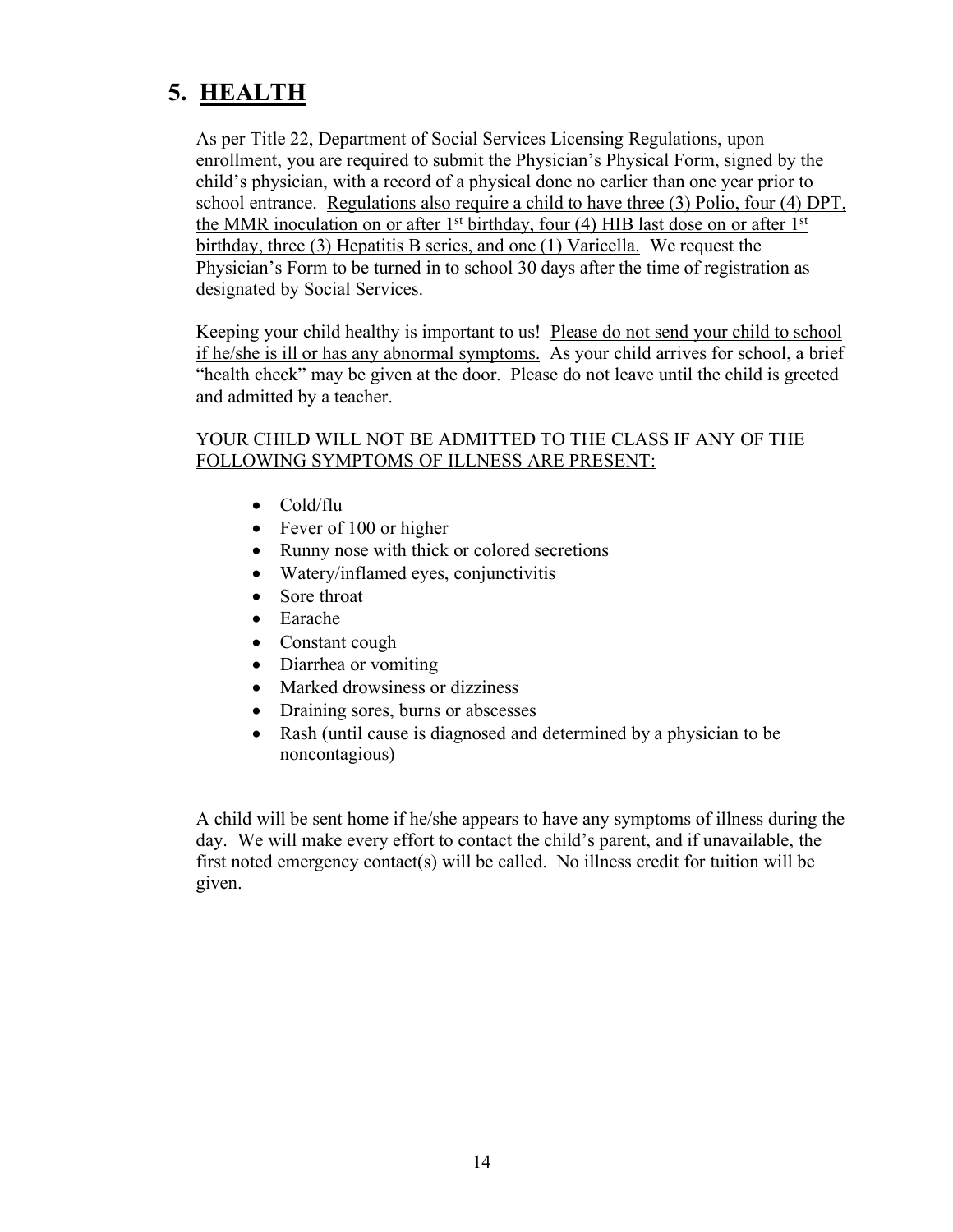## 5. HEALTH

As per Title 22, Department of Social Services Licensing Regulations, upon enrollment, you are required to submit the Physician's Physical Form, signed by the child's physician, with a record of a physical done no earlier than one year prior to school entrance. Regulations also require a child to have three (3) Polio, four (4) DPT, the MMR inoculation on or after 1st birthday, four (4) HIB last dose on or after 1st birthday, three (3) Hepatitis B series, and one (1) Varicella. We request the Physician's Form to be turned in to school 30 days after the time of registration as designated by Social Services.

Keeping your child healthy is important to us! Please do not send your child to school if he/she is ill or has any abnormal symptoms. As your child arrives for school, a brief "health check" may be given at the door. Please do not leave until the child is greeted and admitted by a teacher.

YOUR CHILD WILL NOT BE ADMITTED TO THE CLASS IF ANY OF THE FOLLOWING SYMPTOMS OF ILLNESS ARE PRESENT:

- Cold/flu
- Fever of 100 or higher
- Runny nose with thick or colored secretions
- Watery/inflamed eyes, conjunctivitis
- Sore throat
- Earache
- Constant cough
- Diarrhea or vomiting
- Marked drowsiness or dizziness
- Draining sores, burns or abscesses
- Rash (until cause is diagnosed and determined by a physician to be noncontagious)

A child will be sent home if he/she appears to have any symptoms of illness during the day. We will make every effort to contact the child's parent, and if unavailable, the first noted emergency contact(s) will be called. No illness credit for tuition will be given.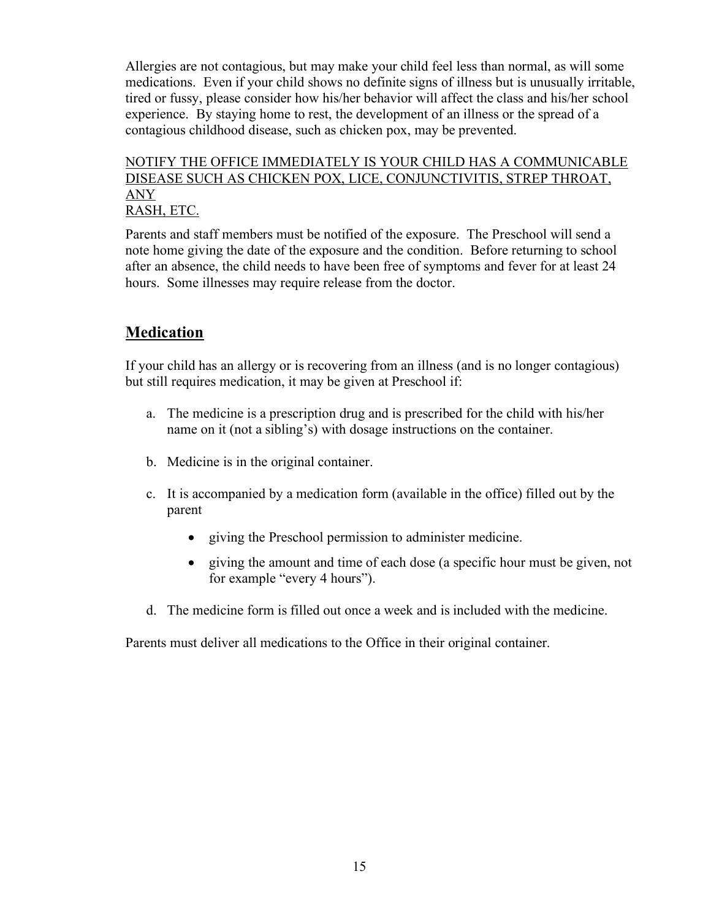Allergies are not contagious, but may make your child feel less than normal, as will some medications. Even if your child shows no definite signs of illness but is unusually irritable, tired or fussy, please consider how his/her behavior will affect the class and his/her school experience. By staying home to rest, the development of an illness or the spread of a contagious childhood disease, such as chicken pox, may be prevented.

<u>NOTIFY THE OFFICE IMMEDIATELY IS YOUR CHILD HAS A COMMUNICABLE DISEASE SUCH AS CHICKEN POX, LICE, CONJUNCTIVITIS, STREP THROAT, ANY RASH, ETC.</u>

Parents and staff members must be notified of the exposure. The Preschool will send a note home giving the date of the exposure and the condition. Before returning to school after an absence, the child needs to have been free of symptoms and fever for at least 24 hours. Some illnesses may require release from the doctor.

## Medication

If your child has an allergy or is recovering from an illness (and is no longer contagious) but still requires medication, it may be given at Preschool if:

a. The medicine is a prescription drug and is prescribed for the child with his/her name on it (not a sibling's) with dosage instructions on the container.

b. Medicine is in the original container.

c. It is accompanied by a medication form (available in the office) filled out by the parent

   - giving the Preschool permission to administer medicine.
   - giving the amount and time of each dose (a specific hour must be given, not for example "every 4 hours").

d. The medicine form is filled out once a week and is included with the medicine.

Parents must deliver all medications to the Office in their original container.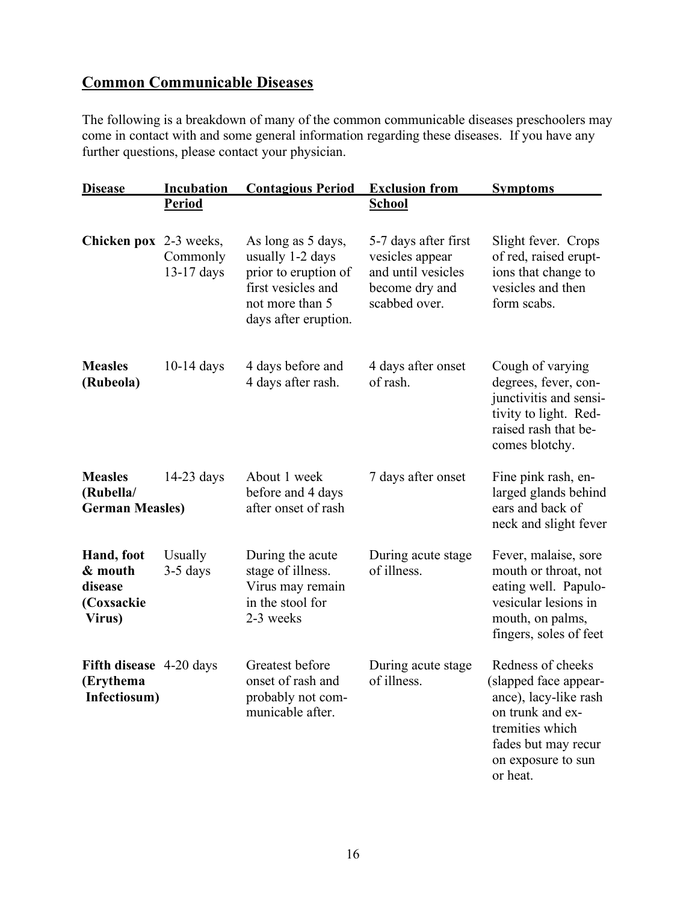## Common Communicable Diseases

The following is a breakdown of many of the common communicable diseases preschoolers may come in contact with and some general information regarding these diseases. If you have any further questions, please contact your physician.

| Disease | Incubation Period | Contagious Period | Exclusion from School | Symptoms |
|---|---|---|---|---|
| **Chicken pox** | 2-3 weeks, Commonly 13-17 days | As long as 5 days, usually 1-2 days prior to eruption of first vesicles and not more than 5 days after eruption. | 5-7 days after first vesicles appear and until vesicles become dry and scabbed over. | Slight fever. Crops of red, raised eruptions that change to vesicles and then form scabs. |
| **Measles (Rubeola)** | 10-14 days | 4 days before and 4 days after rash. | 4 days after onset of rash. | Cough of varying degrees, fever, conjunctivitis and sensitivity to light. Red-raised rash that becomes blotchy. |
| **Measles (Rubella/ German Measles)** | 14-23 days | About 1 week before and 4 days after onset of rash | 7 days after onset | Fine pink rash, enlarged glands behind ears and back of neck and slight fever |
| **Hand, foot & mouth disease (Coxsackie Virus)** | Usually 3-5 days | During the acute stage of illness. Virus may remain in the stool for 2-3 weeks | During acute stage of illness. | Fever, malaise, sore mouth or throat, not eating well. Papulo-vesicular lesions in mouth, on palms, fingers, soles of feet |
| **Fifth disease (Erythema Infectiosum)** | 4-20 days | Greatest before onset of rash and probably not communicable after. | During acute stage of illness. | Redness of cheeks (slapped face appearance), lacy-like rash on trunk and extremities which fades but may recur on exposure to sun or heat. |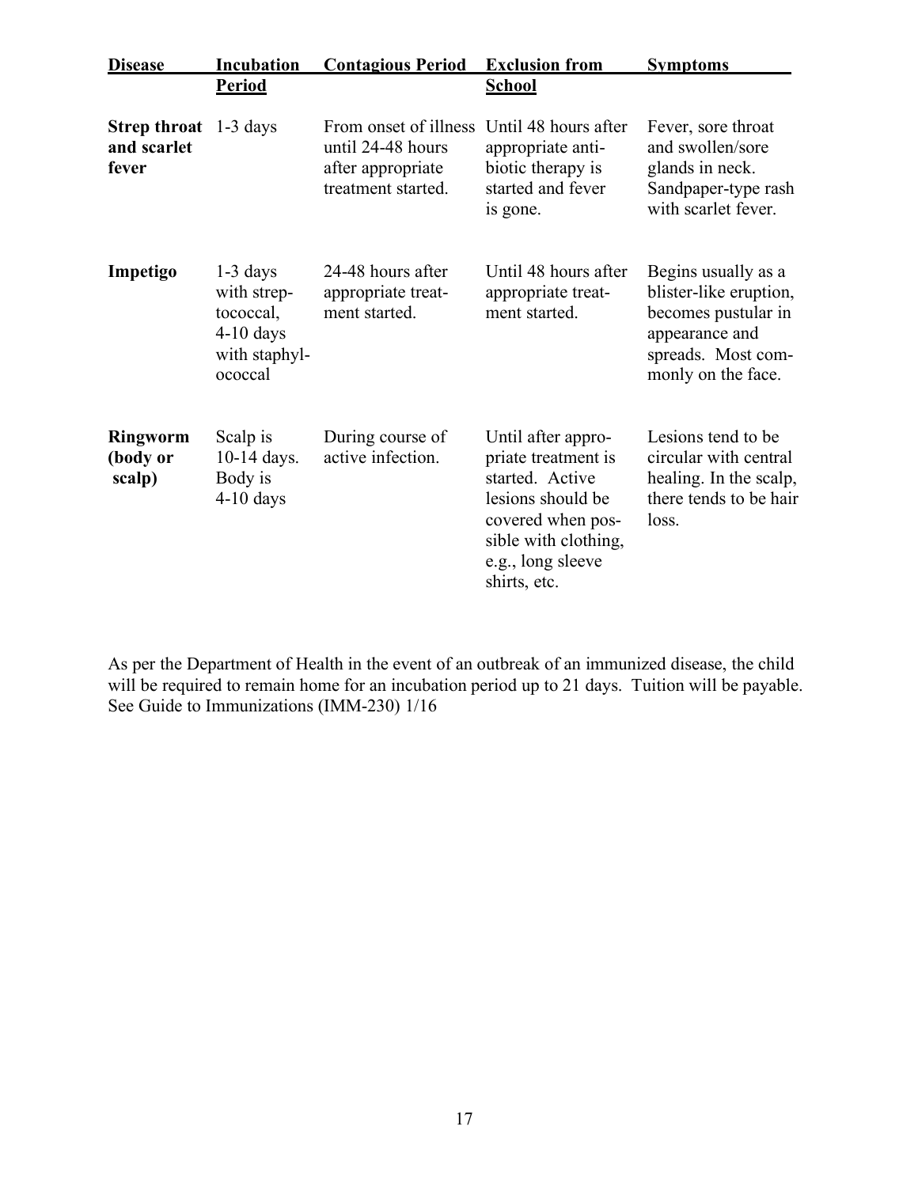| Disease | Incubation Period | Contagious Period | Exclusion from School | Symptoms |
|---|---|---|---|---|
| **Strep throat and scarlet fever** | 1-3 days | From onset of illness until 24-48 hours after appropriate treatment started. | Until 48 hours after appropriate anti-biotic therapy is started and fever is gone. | Fever, sore throat and swollen/sore glands in neck. Sandpaper-type rash with scarlet fever. |
| **Impetigo** | 1-3 days with strep-tococcal, 4-10 days with staphyl-ococcal | 24-48 hours after appropriate treat-ment started. | Until 48 hours after appropriate treat-ment started. | Begins usually as a blister-like eruption, becomes pustular in appearance and spreads. Most com-monly on the face. |
| **Ringworm (body or scalp)** | Scalp is 10-14 days. Body is 4-10 days | During course of active infection. | Until after appro-priate treatment is started. Active lesions should be covered when pos-sible with clothing, e.g., long sleeve shirts, etc. | Lesions tend to be circular with central healing. In the scalp, there tends to be hair loss. |

As per the Department of Health in the event of an outbreak of an immunized disease, the child will be required to remain home for an incubation period up to 21 days. Tuition will be payable. See Guide to Immunizations (IMM-230) 1/16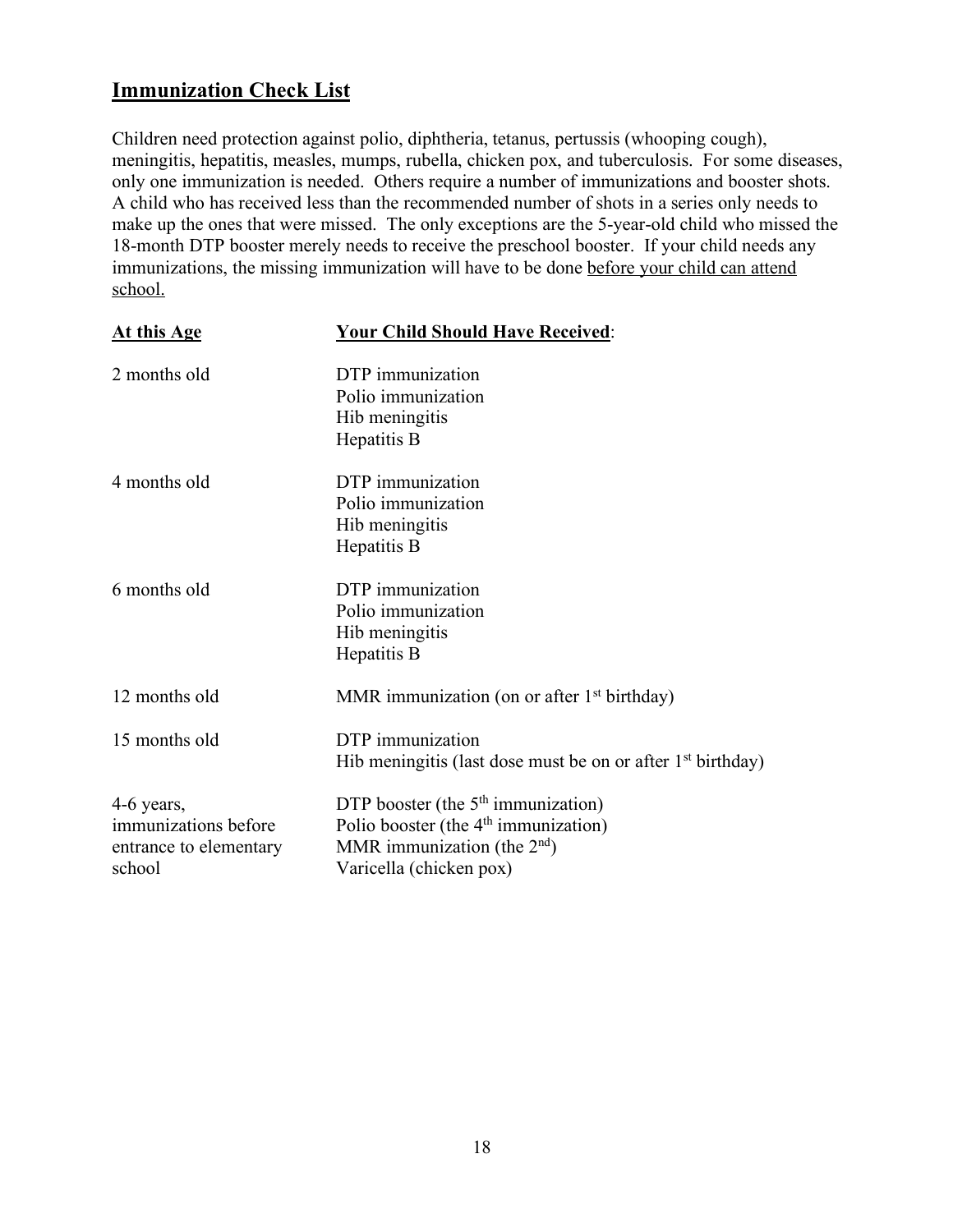## Immunization Check List

Children need protection against polio, diphtheria, tetanus, pertussis (whooping cough), meningitis, hepatitis, measles, mumps, rubella, chicken pox, and tuberculosis. For some diseases, only one immunization is needed. Others require a number of immunizations and booster shots. A child who has received less than the recommended number of shots in a series only needs to make up the ones that were missed. The only exceptions are the 5-year-old child who missed the 18-month DTP booster merely needs to receive the preschool booster. If your child needs any immunizations, the missing immunization will have to be done before your child can attend school.

| At this Age | Your Child Should Have Received: |
|---|---|
| 2 months old | DTP immunization<br>Polio immunization<br>Hib meningitis<br>Hepatitis B |
| 4 months old | DTP immunization<br>Polio immunization<br>Hib meningitis<br>Hepatitis B |
| 6 months old | DTP immunization<br>Polio immunization<br>Hib meningitis<br>Hepatitis B |
| 12 months old | MMR immunization (on or after 1st birthday) |
| 15 months old | DTP immunization<br>Hib meningitis (last dose must be on or after 1st birthday) |
| 4-6 years, immunizations before entrance to elementary school | DTP booster (the 5th immunization)<br>Polio booster (the 4th immunization)<br>MMR immunization (the 2nd)<br>Varicella (chicken pox) |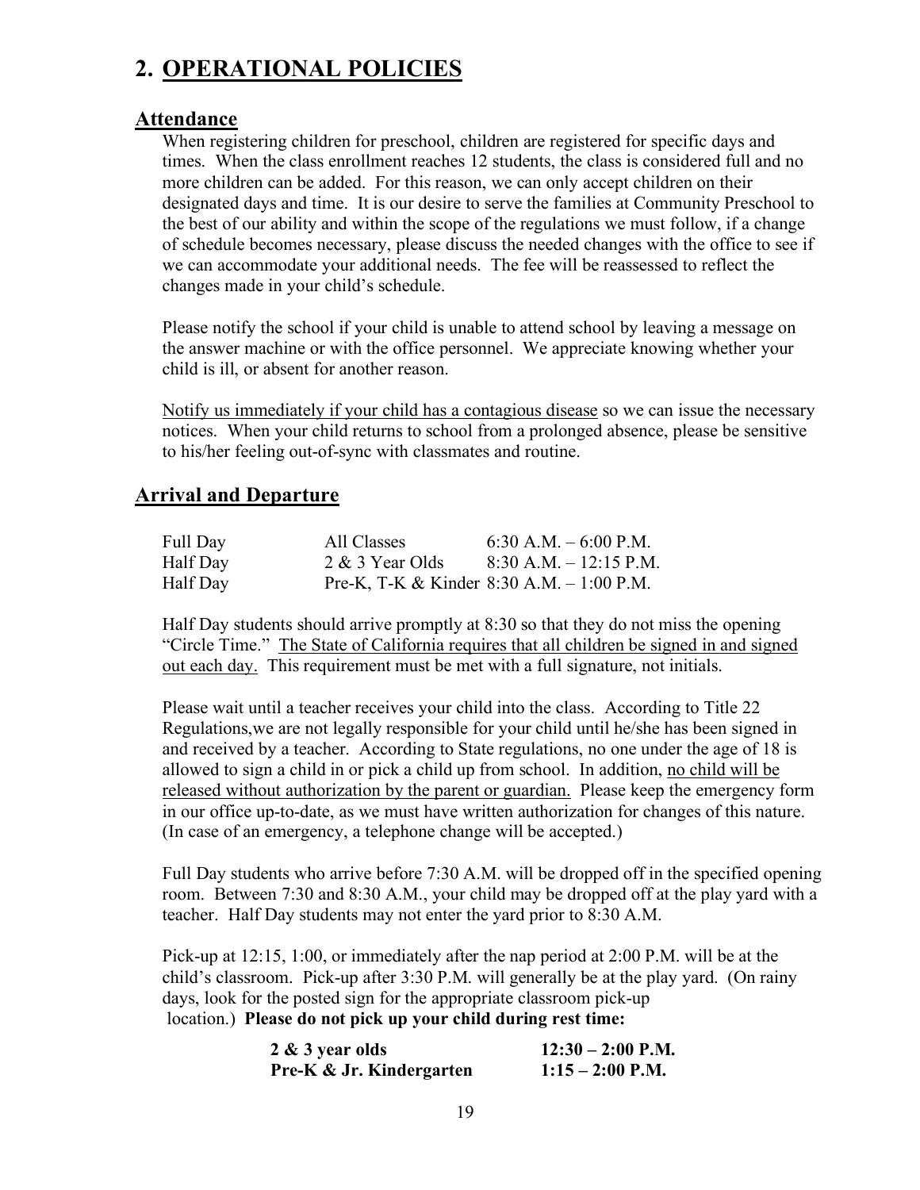# 2. OPERATIONAL POLICIES

## Attendance

When registering children for preschool, children are registered for specific days and times. When the class enrollment reaches 12 students, the class is considered full and no more children can be added. For this reason, we can only accept children on their designated days and time. It is our desire to serve the families at Community Preschool to the best of our ability and within the scope of the regulations we must follow, if a change of schedule becomes necessary, please discuss the needed changes with the office to see if we can accommodate your additional needs. The fee will be reassessed to reflect the changes made in your child's schedule.

Please notify the school if your child is unable to attend school by leaving a message on the answer machine or with the office personnel. We appreciate knowing whether your child is ill, or absent for another reason.

Notify us immediately if your child has a contagious disease so we can issue the necessary notices. When your child returns to school from a prolonged absence, please be sensitive to his/her feeling out-of-sync with classmates and routine.

## Arrival and Departure

| | | |
|---|---|---|
| Full Day | All Classes | 6:30 A.M. – 6:00 P.M. |
| Half Day | 2 & 3 Year Olds | 8:30 A.M. – 12:15 P.M. |
| Half Day | Pre-K, T-K & Kinder | 8:30 A.M. – 1:00 P.M. |

Half Day students should arrive promptly at 8:30 so that they do not miss the opening "Circle Time." The State of California requires that all children be signed in and signed out each day. This requirement must be met with a full signature, not initials.

Please wait until a teacher receives your child into the class. According to Title 22 Regulations,we are not legally responsible for your child until he/she has been signed in and received by a teacher. According to State regulations, no one under the age of 18 is allowed to sign a child in or pick a child up from school. In addition, no child will be released without authorization by the parent or guardian. Please keep the emergency form in our office up-to-date, as we must have written authorization for changes of this nature. (In case of an emergency, a telephone change will be accepted.)

Full Day students who arrive before 7:30 A.M. will be dropped off in the specified opening room. Between 7:30 and 8:30 A.M., your child may be dropped off at the play yard with a teacher. Half Day students may not enter the yard prior to 8:30 A.M.

Pick-up at 12:15, 1:00, or immediately after the nap period at 2:00 P.M. will be at the child's classroom. Pick-up after 3:30 P.M. will generally be at the play yard. (On rainy days, look for the posted sign for the appropriate classroom pick-up location.) **Please do not pick up your child during rest time:**

| | |
|---|---|
| **2 & 3 year olds** | **12:30 – 2:00 P.M.** |
| **Pre-K & Jr. Kindergarten** | **1:15 – 2:00 P.M.** |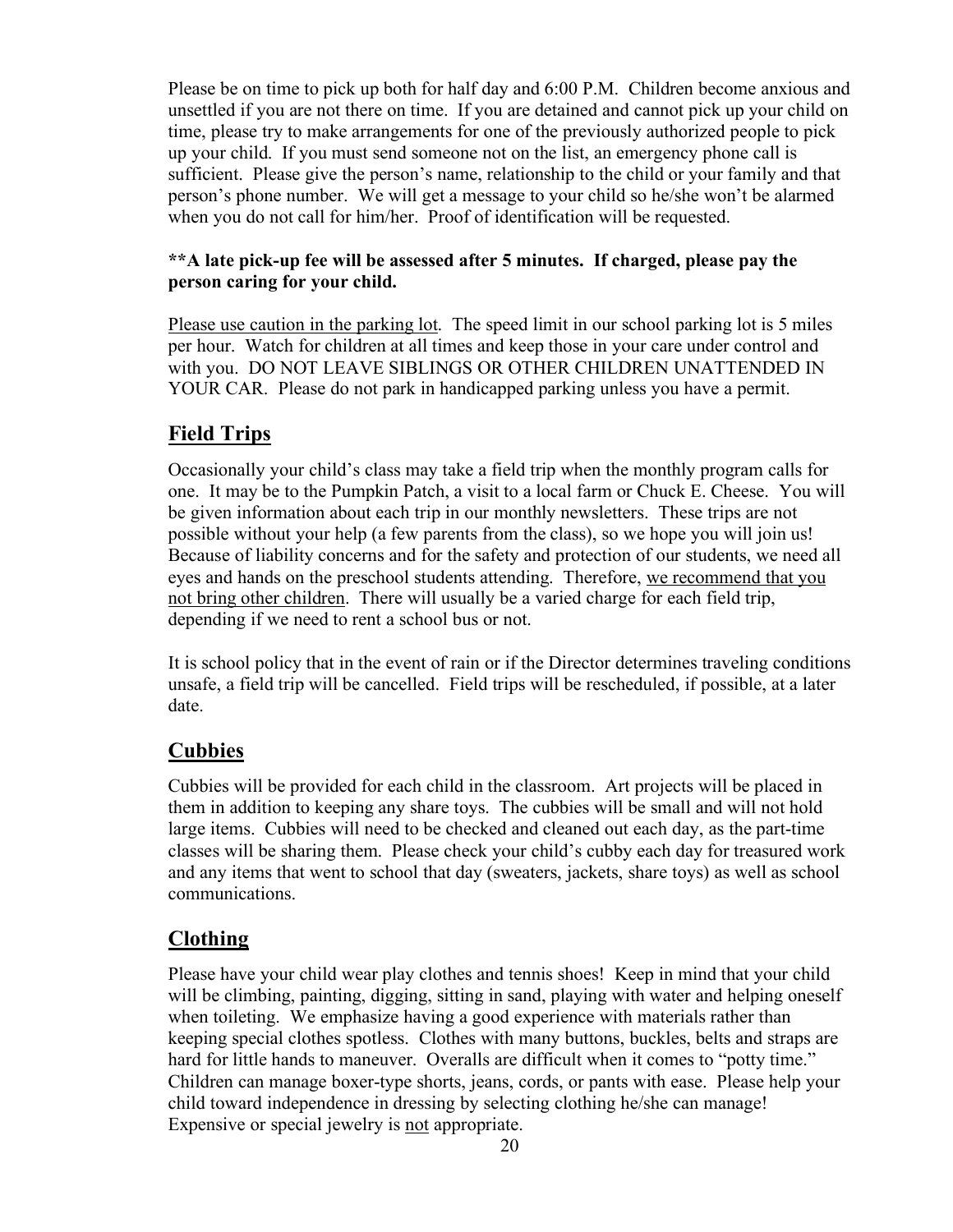Please be on time to pick up both for half day and 6:00 P.M. Children become anxious and unsettled if you are not there on time. If you are detained and cannot pick up your child on time, please try to make arrangements for one of the previously authorized people to pick up your child. If you must send someone not on the list, an emergency phone call is sufficient. Please give the person's name, relationship to the child or your family and that person's phone number. We will get a message to your child so he/she won't be alarmed when you do not call for him/her. Proof of identification will be requested.

**\*\*A late pick-up fee will be assessed after 5 minutes. If charged, please pay the person caring for your child.**

<u>Please use caution in the parking lot</u>. The speed limit in our school parking lot is 5 miles per hour. Watch for children at all times and keep those in your care under control and with you. DO NOT LEAVE SIBLINGS OR OTHER CHILDREN UNATTENDED IN YOUR CAR. Please do not park in handicapped parking unless you have a permit.

## Field Trips

Occasionally your child's class may take a field trip when the monthly program calls for one. It may be to the Pumpkin Patch, a visit to a local farm or Chuck E. Cheese. You will be given information about each trip in our monthly newsletters. These trips are not possible without your help (a few parents from the class), so we hope you will join us! Because of liability concerns and for the safety and protection of our students, we need all eyes and hands on the preschool students attending. Therefore, <u>we recommend that you not bring other children</u>. There will usually be a varied charge for each field trip, depending if we need to rent a school bus or not.

It is school policy that in the event of rain or if the Director determines traveling conditions unsafe, a field trip will be cancelled. Field trips will be rescheduled, if possible, at a later date.

## Cubbies

Cubbies will be provided for each child in the classroom. Art projects will be placed in them in addition to keeping any share toys. The cubbies will be small and will not hold large items. Cubbies will need to be checked and cleaned out each day, as the part-time classes will be sharing them. Please check your child's cubby each day for treasured work and any items that went to school that day (sweaters, jackets, share toys) as well as school communications.

## Clothing

Please have your child wear play clothes and tennis shoes! Keep in mind that your child will be climbing, painting, digging, sitting in sand, playing with water and helping oneself when toileting. We emphasize having a good experience with materials rather than keeping special clothes spotless. Clothes with many buttons, buckles, belts and straps are hard for little hands to maneuver. Overalls are difficult when it comes to "potty time." Children can manage boxer-type shorts, jeans, cords, or pants with ease. Please help your child toward independence in dressing by selecting clothing he/she can manage! Expensive or special jewelry is <u>not</u> appropriate.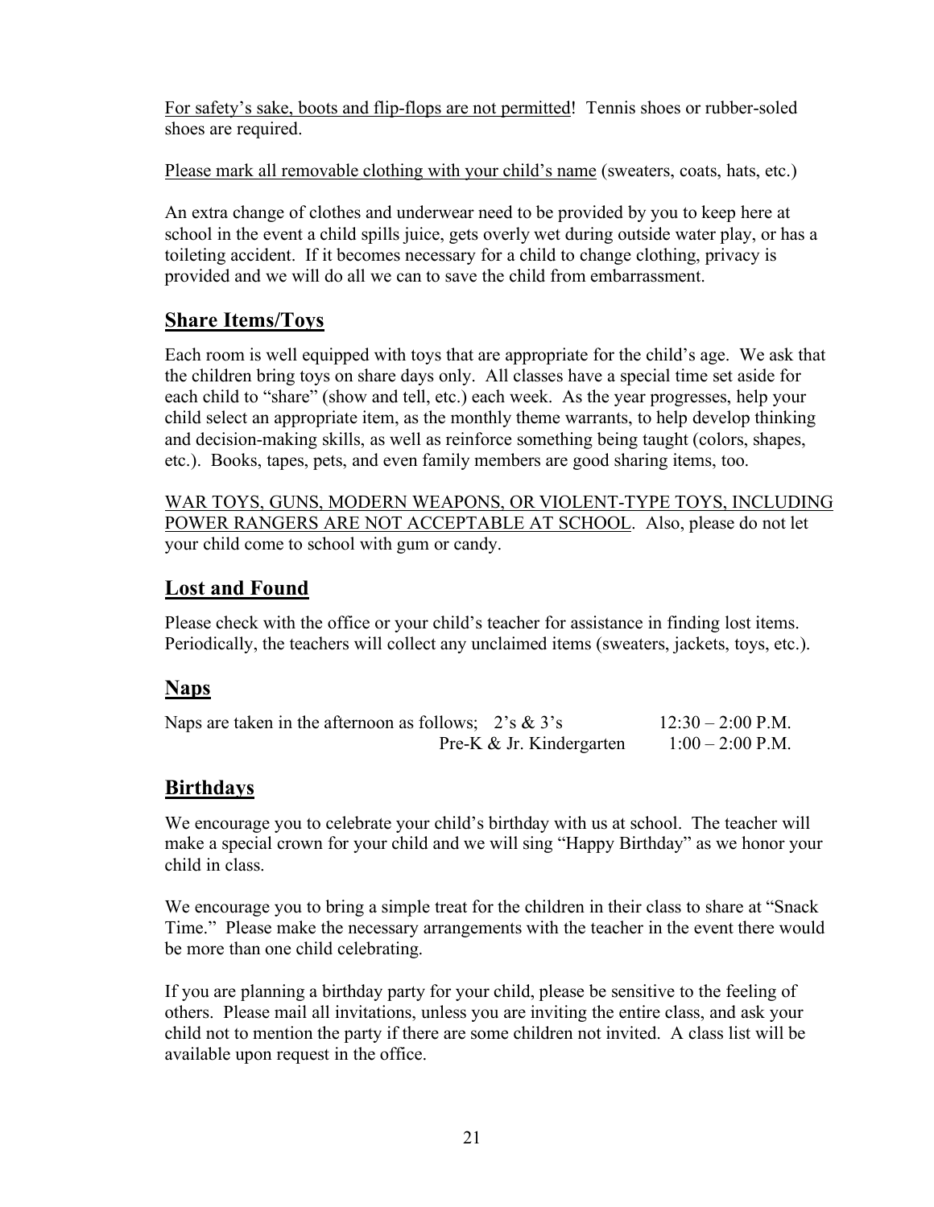For safety's sake, boots and flip-flops are not permitted! Tennis shoes or rubber-soled shoes are required.

Please mark all removable clothing with your child's name (sweaters, coats, hats, etc.)

An extra change of clothes and underwear need to be provided by you to keep here at school in the event a child spills juice, gets overly wet during outside water play, or has a toileting accident. If it becomes necessary for a child to change clothing, privacy is provided and we will do all we can to save the child from embarrassment.

## Share Items/Toys

Each room is well equipped with toys that are appropriate for the child's age. We ask that the children bring toys on share days only. All classes have a special time set aside for each child to "share" (show and tell, etc.) each week. As the year progresses, help your child select an appropriate item, as the monthly theme warrants, to help develop thinking and decision-making skills, as well as reinforce something being taught (colors, shapes, etc.). Books, tapes, pets, and even family members are good sharing items, too.

WAR TOYS, GUNS, MODERN WEAPONS, OR VIOLENT-TYPE TOYS, INCLUDING POWER RANGERS ARE NOT ACCEPTABLE AT SCHOOL. Also, please do not let your child come to school with gum or candy.

## Lost and Found

Please check with the office or your child's teacher for assistance in finding lost items. Periodically, the teachers will collect any unclaimed items (sweaters, jackets, toys, etc.).

## Naps

Naps are taken in the afternoon as follows;

| | |
|---|---|
| 2's & 3's | 12:30 – 2:00 P.M. |
| Pre-K & Jr. Kindergarten | 1:00 – 2:00 P.M. |

## Birthdays

We encourage you to celebrate your child's birthday with us at school. The teacher will make a special crown for your child and we will sing "Happy Birthday" as we honor your child in class.

We encourage you to bring a simple treat for the children in their class to share at "Snack Time." Please make the necessary arrangements with the teacher in the event there would be more than one child celebrating.

If you are planning a birthday party for your child, please be sensitive to the feeling of others. Please mail all invitations, unless you are inviting the entire class, and ask your child not to mention the party if there are some children not invited. A class list will be available upon request in the office.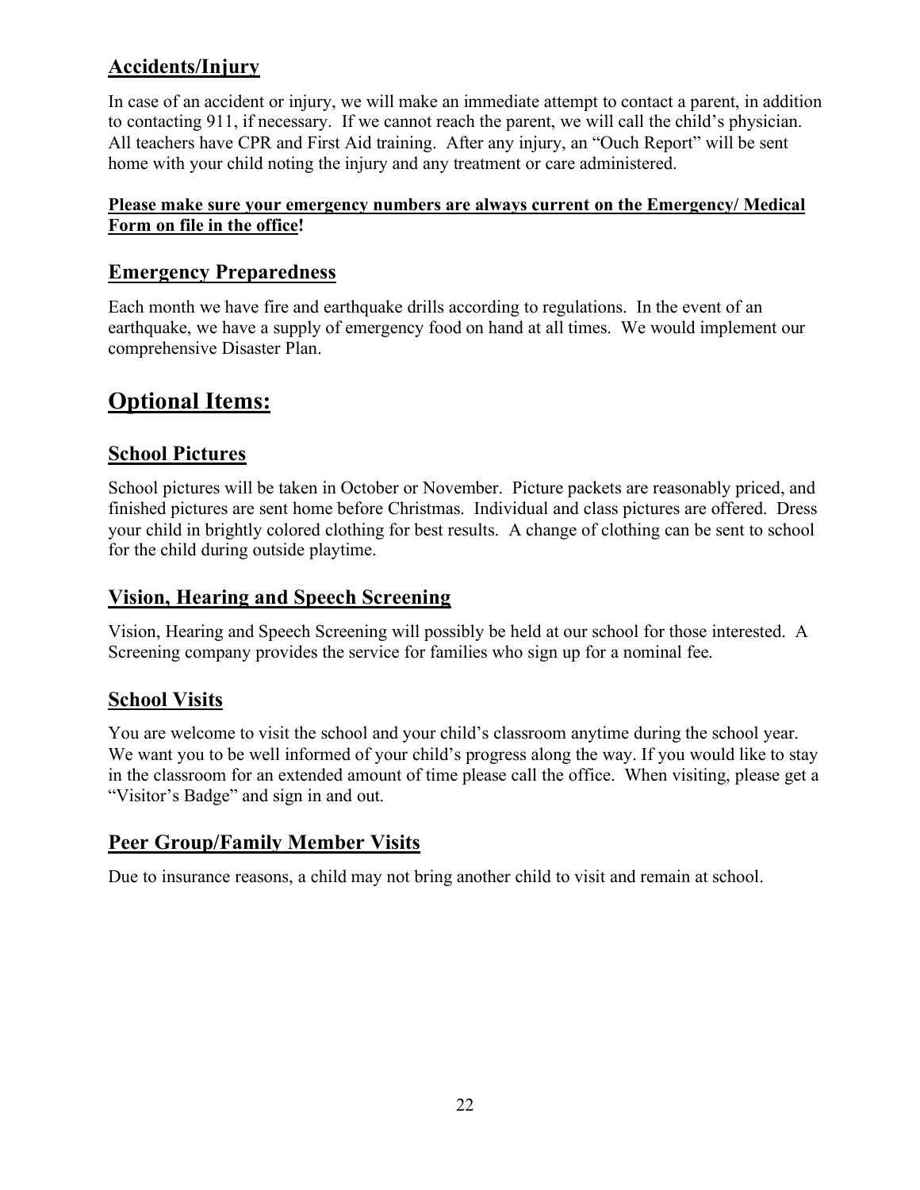## Accidents/Injury

In case of an accident or injury, we will make an immediate attempt to contact a parent, in addition to contacting 911, if necessary. If we cannot reach the parent, we will call the child's physician. All teachers have CPR and First Aid training. After any injury, an "Ouch Report" will be sent home with your child noting the injury and any treatment or care administered.

**Please make sure your emergency numbers are always current on the Emergency/ Medical Form on file in the office!**

## Emergency Preparedness

Each month we have fire and earthquake drills according to regulations. In the event of an earthquake, we have a supply of emergency food on hand at all times. We would implement our comprehensive Disaster Plan.

# Optional Items:

## School Pictures

School pictures will be taken in October or November. Picture packets are reasonably priced, and finished pictures are sent home before Christmas. Individual and class pictures are offered. Dress your child in brightly colored clothing for best results. A change of clothing can be sent to school for the child during outside playtime.

## Vision, Hearing and Speech Screening

Vision, Hearing and Speech Screening will possibly be held at our school for those interested. A Screening company provides the service for families who sign up for a nominal fee.

## School Visits

You are welcome to visit the school and your child's classroom anytime during the school year. We want you to be well informed of your child's progress along the way. If you would like to stay in the classroom for an extended amount of time please call the office. When visiting, please get a "Visitor's Badge" and sign in and out.

## Peer Group/Family Member Visits

Due to insurance reasons, a child may not bring another child to visit and remain at school.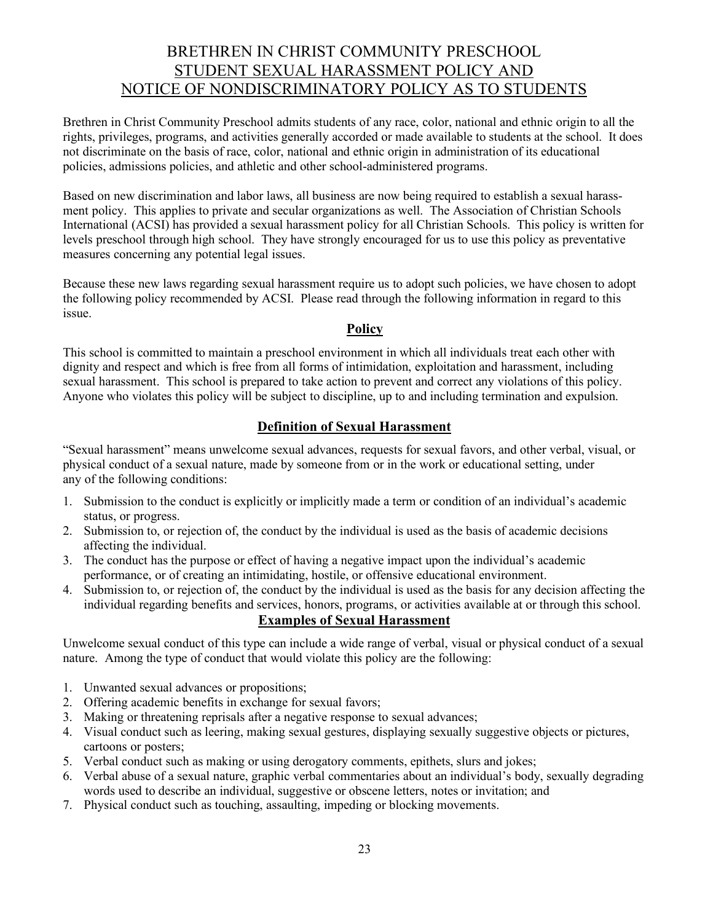# BRETHREN IN CHRIST COMMUNITY PRESCHOOL
## STUDENT SEXUAL HARASSMENT POLICY AND NOTICE OF NONDISCRIMINATORY POLICY AS TO STUDENTS

Brethren in Christ Community Preschool admits students of any race, color, national and ethnic origin to all the rights, privileges, programs, and activities generally accorded or made available to students at the school. It does not discriminate on the basis of race, color, national and ethnic origin in administration of its educational policies, admissions policies, and athletic and other school-administered programs.

Based on new discrimination and labor laws, all business are now being required to establish a sexual harassment policy. This applies to private and secular organizations as well. The Association of Christian Schools International (ACSI) has provided a sexual harassment policy for all Christian Schools. This policy is written for levels preschool through high school. They have strongly encouraged for us to use this policy as preventative measures concerning any potential legal issues.

Because these new laws regarding sexual harassment require us to adopt such policies, we have chosen to adopt the following policy recommended by ACSI. Please read through the following information in regard to this issue.

### Policy

This school is committed to maintain a preschool environment in which all individuals treat each other with dignity and respect and which is free from all forms of intimidation, exploitation and harassment, including sexual harassment. This school is prepared to take action to prevent and correct any violations of this policy. Anyone who violates this policy will be subject to discipline, up to and including termination and expulsion.

### Definition of Sexual Harassment

"Sexual harassment" means unwelcome sexual advances, requests for sexual favors, and other verbal, visual, or physical conduct of a sexual nature, made by someone from or in the work or educational setting, under any of the following conditions:

1. Submission to the conduct is explicitly or implicitly made a term or condition of an individual's academic status, or progress.
2. Submission to, or rejection of, the conduct by the individual is used as the basis of academic decisions affecting the individual.
3. The conduct has the purpose or effect of having a negative impact upon the individual's academic performance, or of creating an intimidating, hostile, or offensive educational environment.
4. Submission to, or rejection of, the conduct by the individual is used as the basis for any decision affecting the individual regarding benefits and services, honors, programs, or activities available at or through this school.

### Examples of Sexual Harassment

Unwelcome sexual conduct of this type can include a wide range of verbal, visual or physical conduct of a sexual nature. Among the type of conduct that would violate this policy are the following:

1. Unwanted sexual advances or propositions;
2. Offering academic benefits in exchange for sexual favors;
3. Making or threatening reprisals after a negative response to sexual advances;
4. Visual conduct such as leering, making sexual gestures, displaying sexually suggestive objects or pictures, cartoons or posters;
5. Verbal conduct such as making or using derogatory comments, epithets, slurs and jokes;
6. Verbal abuse of a sexual nature, graphic verbal commentaries about an individual's body, sexually degrading words used to describe an individual, suggestive or obscene letters, notes or invitation; and
7. Physical conduct such as touching, assaulting, impeding or blocking movements.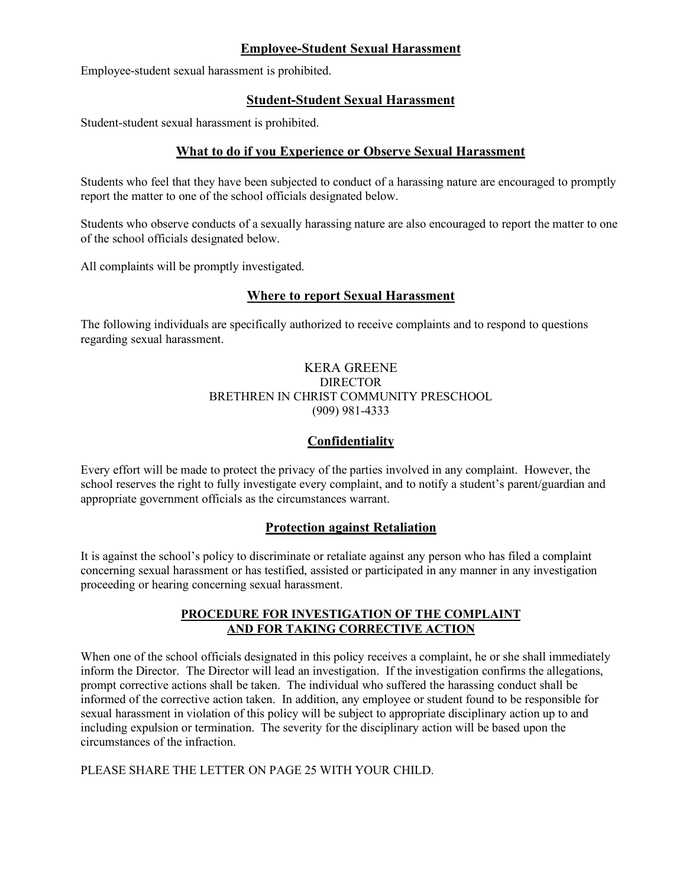## Employee-Student Sexual Harassment

Employee-student sexual harassment is prohibited.

## Student-Student Sexual Harassment

Student-student sexual harassment is prohibited.

## What to do if you Experience or Observe Sexual Harassment

Students who feel that they have been subjected to conduct of a harassing nature are encouraged to promptly report the matter to one of the school officials designated below.

Students who observe conducts of a sexually harassing nature are also encouraged to report the matter to one of the school officials designated below.

All complaints will be promptly investigated.

## Where to report Sexual Harassment

The following individuals are specifically authorized to receive complaints and to respond to questions regarding sexual harassment.

KERA GREENE
DIRECTOR
BRETHREN IN CHRIST COMMUNITY PRESCHOOL
(909) 981-4333

## Confidentiality

Every effort will be made to protect the privacy of the parties involved in any complaint. However, the school reserves the right to fully investigate every complaint, and to notify a student's parent/guardian and appropriate government officials as the circumstances warrant.

## Protection against Retaliation

It is against the school's policy to discriminate or retaliate against any person who has filed a complaint concerning sexual harassment or has testified, assisted or participated in any manner in any investigation proceeding or hearing concerning sexual harassment.

## PROCEDURE FOR INVESTIGATION OF THE COMPLAINT AND FOR TAKING CORRECTIVE ACTION

When one of the school officials designated in this policy receives a complaint, he or she shall immediately inform the Director. The Director will lead an investigation. If the investigation confirms the allegations, prompt corrective actions shall be taken. The individual who suffered the harassing conduct shall be informed of the corrective action taken. In addition, any employee or student found to be responsible for sexual harassment in violation of this policy will be subject to appropriate disciplinary action up to and including expulsion or termination. The severity for the disciplinary action will be based upon the circumstances of the infraction.

PLEASE SHARE THE LETTER ON PAGE 25 WITH YOUR CHILD.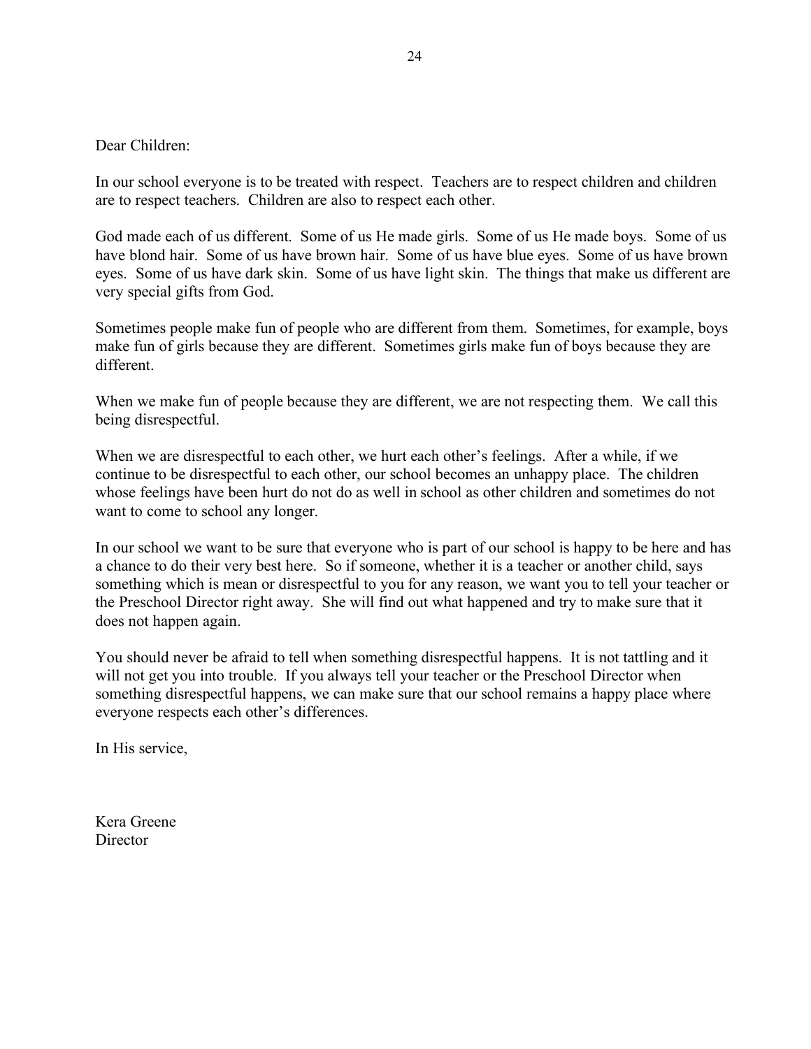Dear Children:

In our school everyone is to be treated with respect. Teachers are to respect children and children are to respect teachers. Children are also to respect each other.

God made each of us different. Some of us He made girls. Some of us He made boys. Some of us have blond hair. Some of us have brown hair. Some of us have blue eyes. Some of us have brown eyes. Some of us have dark skin. Some of us have light skin. The things that make us different are very special gifts from God.

Sometimes people make fun of people who are different from them. Sometimes, for example, boys make fun of girls because they are different. Sometimes girls make fun of boys because they are different.

When we make fun of people because they are different, we are not respecting them. We call this being disrespectful.

When we are disrespectful to each other, we hurt each other's feelings. After a while, if we continue to be disrespectful to each other, our school becomes an unhappy place. The children whose feelings have been hurt do not do as well in school as other children and sometimes do not want to come to school any longer.

In our school we want to be sure that everyone who is part of our school is happy to be here and has a chance to do their very best here. So if someone, whether it is a teacher or another child, says something which is mean or disrespectful to you for any reason, we want you to tell your teacher or the Preschool Director right away. She will find out what happened and try to make sure that it does not happen again.

You should never be afraid to tell when something disrespectful happens. It is not tattling and it will not get you into trouble. If you always tell your teacher or the Preschool Director when something disrespectful happens, we can make sure that our school remains a happy place where everyone respects each other's differences.

In His service,

Kera Greene
Director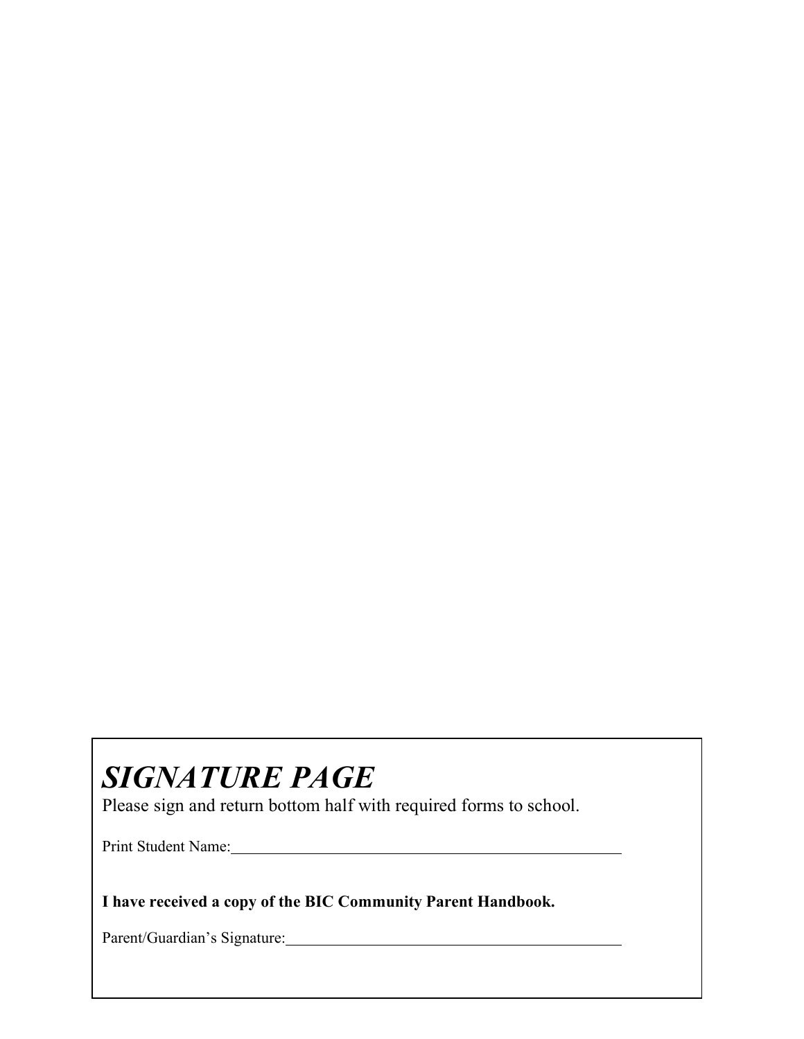# *SIGNATURE PAGE*

Please sign and return bottom half with required forms to school.

Print Student Name:______________________________________________________

**I have received a copy of the BIC Community Parent Handbook.**

Parent/Guardian's Signature:_______________________________________________